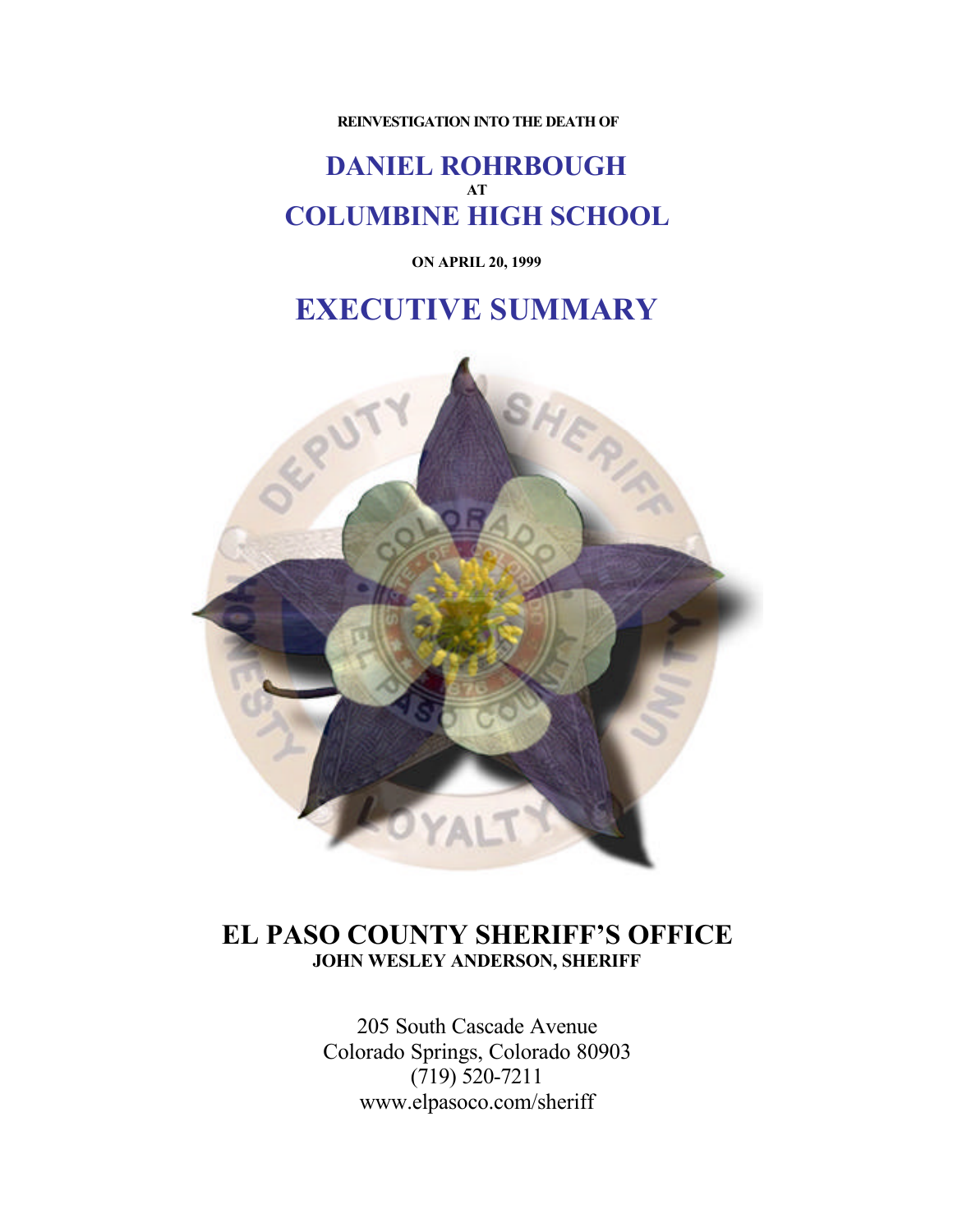**REINVESTIGATION INTO THE DEATH OF**

# DANIEL ROHRBOUGH

**AT**

# COLUMBINE HIGH SCHOOL

**ON APRIL 20, 1999**

# EXECUTIVE SUMMARY

## EL PASO COUNTY SHERIFF'S OFFICE

**JOHN WESLEY ANDERSON, SHERIFF**

205 South Cascade Avenue
Colorado Springs, Colorado 80903
(719) 520-7211
www.elpasoco.com/sheriff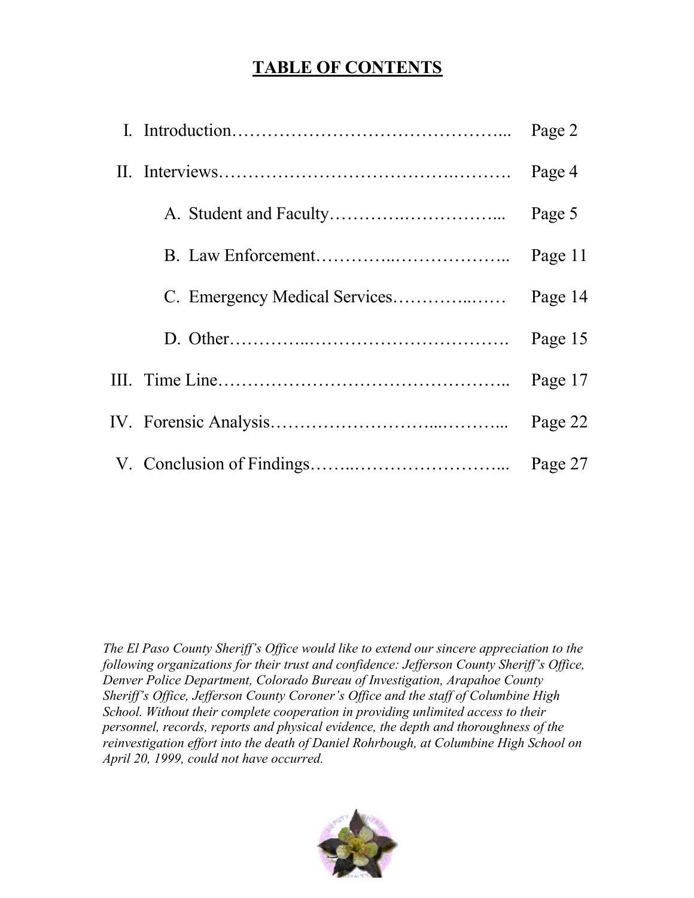## TABLE OF CONTENTS

| | |
|---|---|
| I. Introduction | Page 2 |
| II. Interviews | Page 4 |
| A. Student and Faculty | Page 5 |
| B. Law Enforcement | Page 11 |
| C. Emergency Medical Services | Page 14 |
| D. Other | Page 15 |
| III. Time Line | Page 17 |
| IV. Forensic Analysis | Page 22 |
| V. Conclusion of Findings | Page 27 |

*The El Paso County Sheriff's Office would like to extend our sincere appreciation to the following organizations for their trust and confidence: Jefferson County Sheriff's Office, Denver Police Department, Colorado Bureau of Investigation, Arapahoe County Sheriff's Office, Jefferson County Coroner's Office and the staff of Columbine High School. Without their complete cooperation in providing unlimited access to their personnel, records, reports and physical evidence, the depth and thoroughness of the reinvestigation effort into the death of Daniel Rohrbough, at Columbine High School on April 20, 1999, could not have occurred.*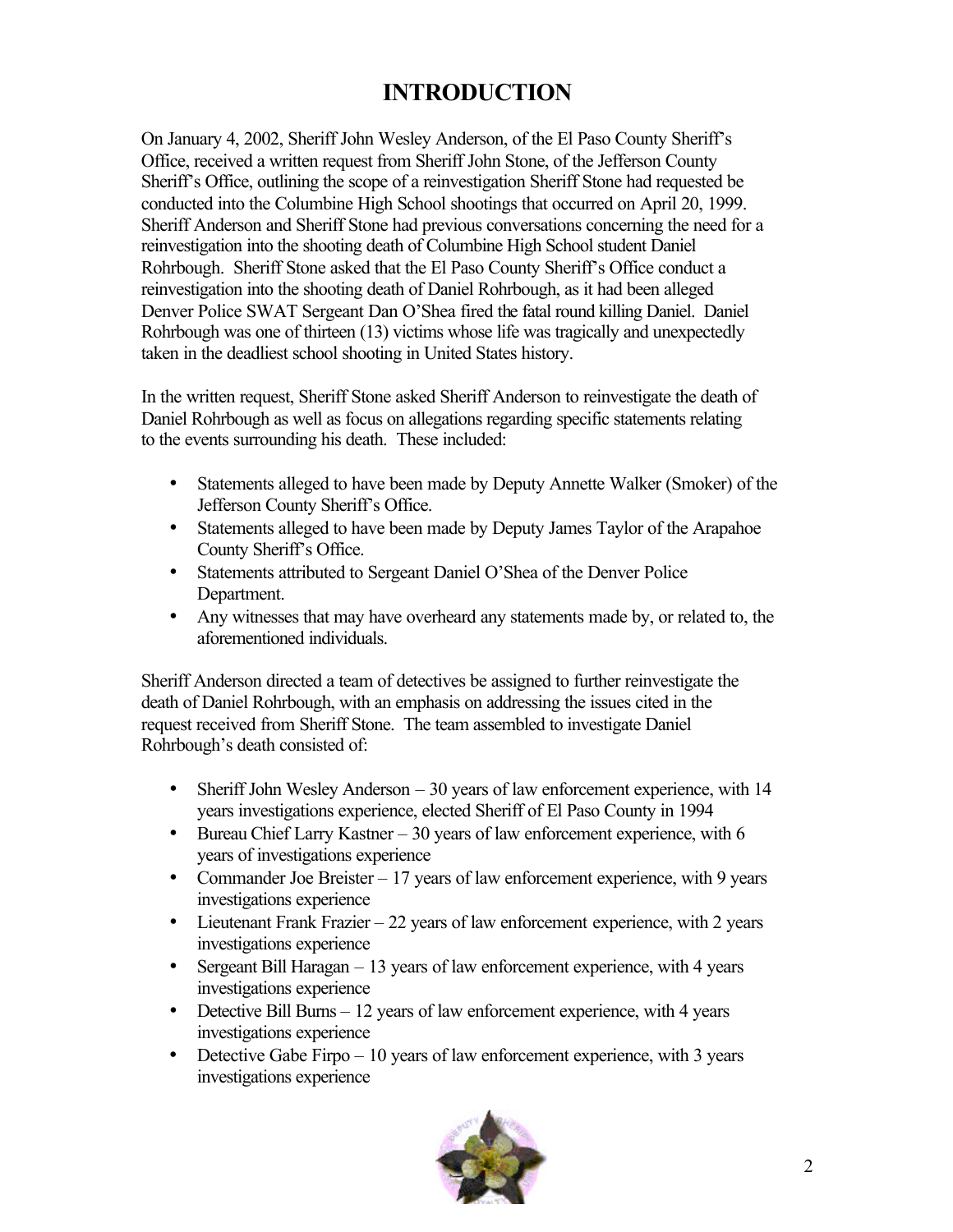# INTRODUCTION

On January 4, 2002, Sheriff John Wesley Anderson, of the El Paso County Sheriff's Office, received a written request from Sheriff John Stone, of the Jefferson County Sheriff's Office, outlining the scope of a reinvestigation Sheriff Stone had requested be conducted into the Columbine High School shootings that occurred on April 20, 1999. Sheriff Anderson and Sheriff Stone had previous conversations concerning the need for a reinvestigation into the shooting death of Columbine High School student Daniel Rohrbough. Sheriff Stone asked that the El Paso County Sheriff's Office conduct a reinvestigation into the shooting death of Daniel Rohrbough, as it had been alleged Denver Police SWAT Sergeant Dan O'Shea fired the fatal round killing Daniel. Daniel Rohrbough was one of thirteen (13) victims whose life was tragically and unexpectedly taken in the deadliest school shooting in United States history.

In the written request, Sheriff Stone asked Sheriff Anderson to reinvestigate the death of Daniel Rohrbough as well as focus on allegations regarding specific statements relating to the events surrounding his death. These included:

- Statements alleged to have been made by Deputy Annette Walker (Smoker) of the Jefferson County Sheriff's Office.
- Statements alleged to have been made by Deputy James Taylor of the Arapahoe County Sheriff's Office.
- Statements attributed to Sergeant Daniel O'Shea of the Denver Police Department.
- Any witnesses that may have overheard any statements made by, or related to, the aforementioned individuals.

Sheriff Anderson directed a team of detectives be assigned to further reinvestigate the death of Daniel Rohrbough, with an emphasis on addressing the issues cited in the request received from Sheriff Stone. The team assembled to investigate Daniel Rohrbough's death consisted of:

- Sheriff John Wesley Anderson – 30 years of law enforcement experience, with 14 years investigations experience, elected Sheriff of El Paso County in 1994
- Bureau Chief Larry Kastner – 30 years of law enforcement experience, with 6 years of investigations experience
- Commander Joe Breister – 17 years of law enforcement experience, with 9 years investigations experience
- Lieutenant Frank Frazier – 22 years of law enforcement experience, with 2 years investigations experience
- Sergeant Bill Haragan – 13 years of law enforcement experience, with 4 years investigations experience
- Detective Bill Burns – 12 years of law enforcement experience, with 4 years investigations experience
- Detective Gabe Firpo – 10 years of law enforcement experience, with 3 years investigations experience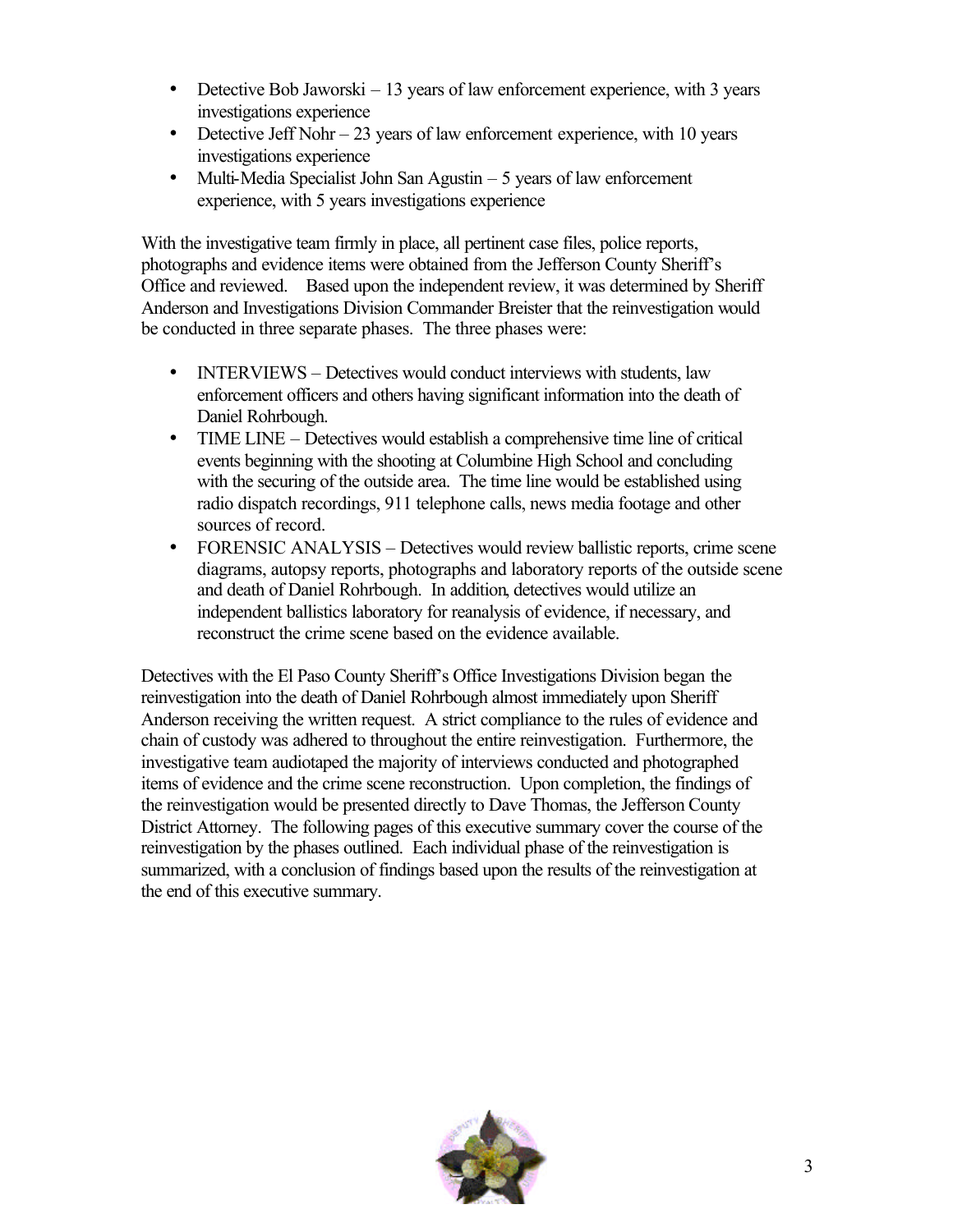- Detective Bob Jaworski – 13 years of law enforcement experience, with 3 years investigations experience
- Detective Jeff Nohr – 23 years of law enforcement experience, with 10 years investigations experience
- Multi-Media Specialist John San Agustin – 5 years of law enforcement experience, with 5 years investigations experience

With the investigative team firmly in place, all pertinent case files, police reports, photographs and evidence items were obtained from the Jefferson County Sheriff's Office and reviewed. Based upon the independent review, it was determined by Sheriff Anderson and Investigations Division Commander Breister that the reinvestigation would be conducted in three separate phases. The three phases were:

- INTERVIEWS – Detectives would conduct interviews with students, law enforcement officers and others having significant information into the death of Daniel Rohrbough.
- TIME LINE – Detectives would establish a comprehensive time line of critical events beginning with the shooting at Columbine High School and concluding with the securing of the outside area. The time line would be established using radio dispatch recordings, 911 telephone calls, news media footage and other sources of record.
- FORENSIC ANALYSIS – Detectives would review ballistic reports, crime scene diagrams, autopsy reports, photographs and laboratory reports of the outside scene and death of Daniel Rohrbough. In addition, detectives would utilize an independent ballistics laboratory for reanalysis of evidence, if necessary, and reconstruct the crime scene based on the evidence available.

Detectives with the El Paso County Sheriff's Office Investigations Division began the reinvestigation into the death of Daniel Rohrbough almost immediately upon Sheriff Anderson receiving the written request. A strict compliance to the rules of evidence and chain of custody was adhered to throughout the entire reinvestigation. Furthermore, the investigative team audiotaped the majority of interviews conducted and photographed items of evidence and the crime scene reconstruction. Upon completion, the findings of the reinvestigation would be presented directly to Dave Thomas, the Jefferson County District Attorney. The following pages of this executive summary cover the course of the reinvestigation by the phases outlined. Each individual phase of the reinvestigation is summarized, with a conclusion of findings based upon the results of the reinvestigation at the end of this executive summary.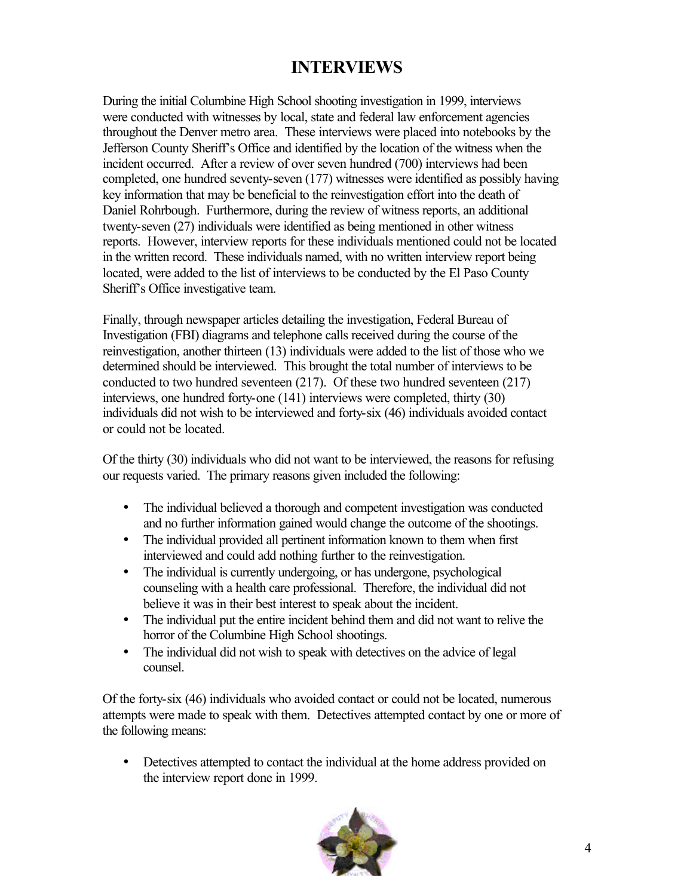# INTERVIEWS

During the initial Columbine High School shooting investigation in 1999, interviews were conducted with witnesses by local, state and federal law enforcement agencies throughout the Denver metro area. These interviews were placed into notebooks by the Jefferson County Sheriff's Office and identified by the location of the witness when the incident occurred. After a review of over seven hundred (700) interviews had been completed, one hundred seventy-seven (177) witnesses were identified as possibly having key information that may be beneficial to the reinvestigation effort into the death of Daniel Rohrbough. Furthermore, during the review of witness reports, an additional twenty-seven (27) individuals were identified as being mentioned in other witness reports. However, interview reports for these individuals mentioned could not be located in the written record. These individuals named, with no written interview report being located, were added to the list of interviews to be conducted by the El Paso County Sheriff's Office investigative team.

Finally, through newspaper articles detailing the investigation, Federal Bureau of Investigation (FBI) diagrams and telephone calls received during the course of the reinvestigation, another thirteen (13) individuals were added to the list of those who we determined should be interviewed. This brought the total number of interviews to be conducted to two hundred seventeen (217). Of these two hundred seventeen (217) interviews, one hundred forty-one (141) interviews were completed, thirty (30) individuals did not wish to be interviewed and forty-six (46) individuals avoided contact or could not be located.

Of the thirty (30) individuals who did not want to be interviewed, the reasons for refusing our requests varied. The primary reasons given included the following:

- The individual believed a thorough and competent investigation was conducted and no further information gained would change the outcome of the shootings.
- The individual provided all pertinent information known to them when first interviewed and could add nothing further to the reinvestigation.
- The individual is currently undergoing, or has undergone, psychological counseling with a health care professional. Therefore, the individual did not believe it was in their best interest to speak about the incident.
- The individual put the entire incident behind them and did not want to relive the horror of the Columbine High School shootings.
- The individual did not wish to speak with detectives on the advice of legal counsel.

Of the forty-six (46) individuals who avoided contact or could not be located, numerous attempts were made to speak with them. Detectives attempted contact by one or more of the following means:

- Detectives attempted to contact the individual at the home address provided on the interview report done in 1999.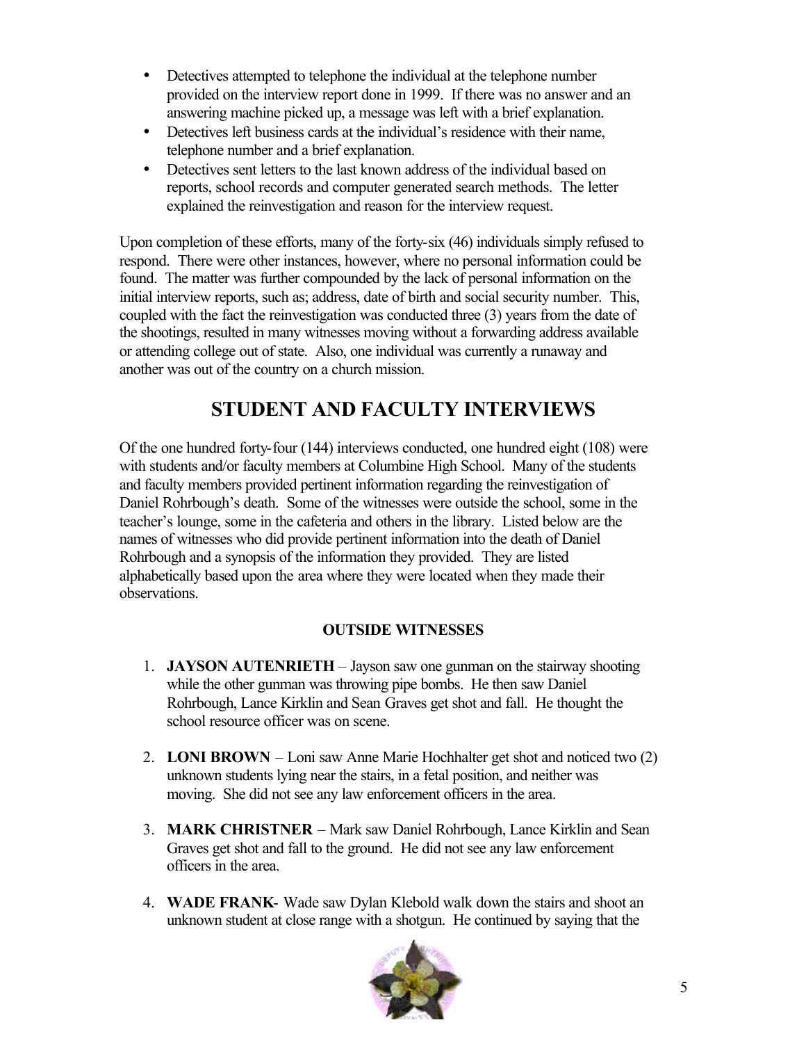- Detectives attempted to telephone the individual at the telephone number provided on the interview report done in 1999. If there was no answer and an answering machine picked up, a message was left with a brief explanation.
- Detectives left business cards at the individual's residence with their name, telephone number and a brief explanation.
- Detectives sent letters to the last known address of the individual based on reports, school records and computer generated search methods. The letter explained the reinvestigation and reason for the interview request.

Upon completion of these efforts, many of the forty-six (46) individuals simply refused to respond. There were other instances, however, where no personal information could be found. The matter was further compounded by the lack of personal information on the initial interview reports, such as; address, date of birth and social security number. This, coupled with the fact the reinvestigation was conducted three (3) years from the date of the shootings, resulted in many witnesses moving without a forwarding address available or attending college out of state. Also, one individual was currently a runaway and another was out of the country on a church mission.

## STUDENT AND FACULTY INTERVIEWS

Of the one hundred forty-four (144) interviews conducted, one hundred eight (108) were with students and/or faculty members at Columbine High School. Many of the students and faculty members provided pertinent information regarding the reinvestigation of Daniel Rohrbough's death. Some of the witnesses were outside the school, some in the teacher's lounge, some in the cafeteria and others in the library. Listed below are the names of witnesses who did provide pertinent information into the death of Daniel Rohrbough and a synopsis of the information they provided. They are listed alphabetically based upon the area where they were located when they made their observations.

### OUTSIDE WITNESSES

1. **JAYSON AUTENRIETH** – Jayson saw one gunman on the stairway shooting while the other gunman was throwing pipe bombs. He then saw Daniel Rohrbough, Lance Kirklin and Sean Graves get shot and fall. He thought the school resource officer was on scene.

2. **LONI BROWN** – Loni saw Anne Marie Hochhalter get shot and noticed two (2) unknown students lying near the stairs, in a fetal position, and neither was moving. She did not see any law enforcement officers in the area.

3. **MARK CHRISTNER** – Mark saw Daniel Rohrbough, Lance Kirklin and Sean Graves get shot and fall to the ground. He did not see any law enforcement officers in the area.

4. **WADE FRANK**- Wade saw Dylan Klebold walk down the stairs and shoot an unknown student at close range with a shotgun. He continued by saying that the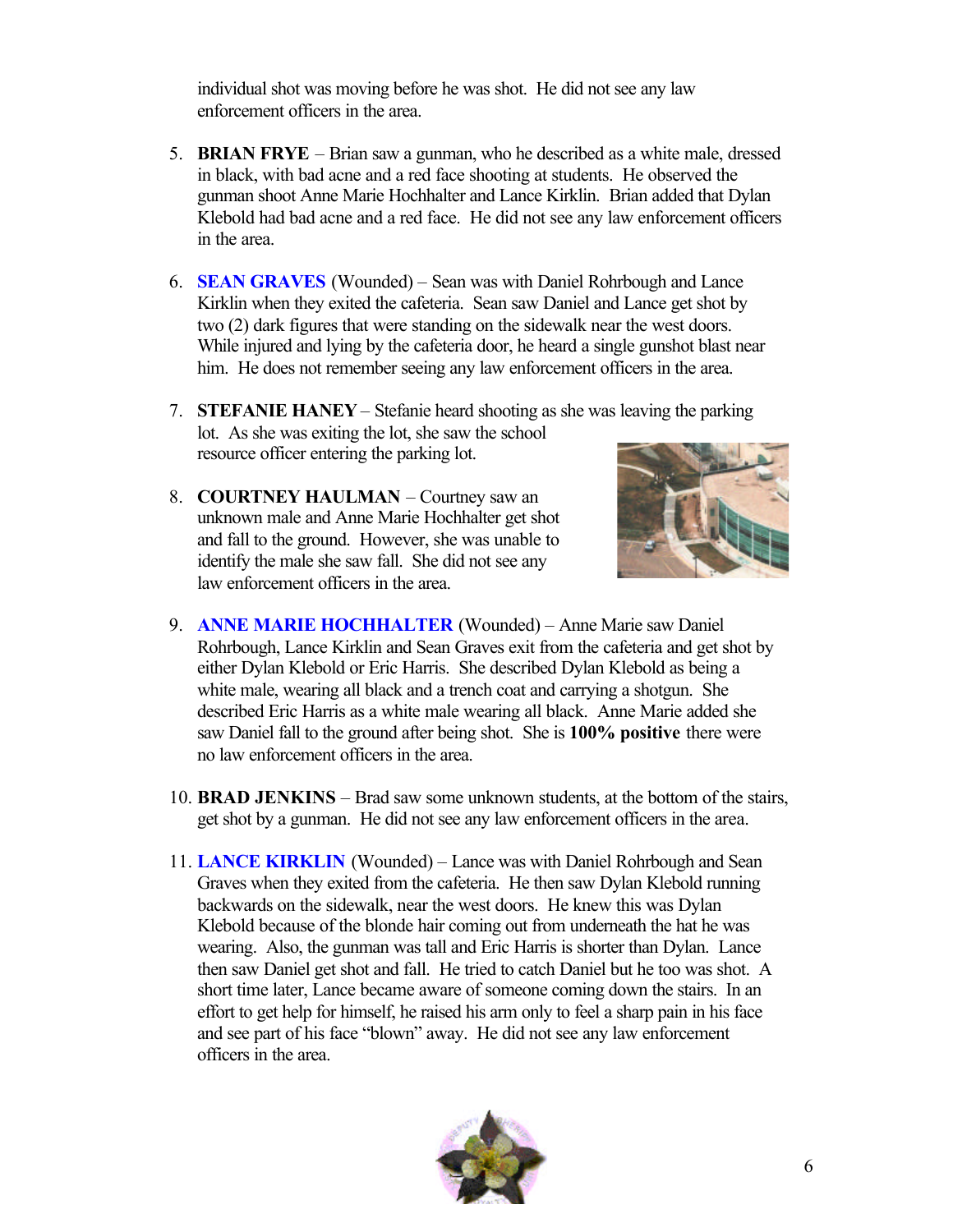individual shot was moving before he was shot. He did not see any law enforcement officers in the area.

5. **BRIAN FRYE** – Brian saw a gunman, who he described as a white male, dressed in black, with bad acne and a red face shooting at students. He observed the gunman shoot Anne Marie Hochhalter and Lance Kirklin. Brian added that Dylan Klebold had bad acne and a red face. He did not see any law enforcement officers in the area.

6. **SEAN GRAVES** (Wounded) – Sean was with Daniel Rohrbough and Lance Kirklin when they exited the cafeteria. Sean saw Daniel and Lance get shot by two (2) dark figures that were standing on the sidewalk near the west doors. While injured and lying by the cafeteria door, he heard a single gunshot blast near him. He does not remember seeing any law enforcement officers in the area.

7. **STEFANIE HANEY** – Stefanie heard shooting as she was leaving the parking lot. As she was exiting the lot, she saw the school resource officer entering the parking lot.

8. **COURTNEY HAULMAN** – Courtney saw an unknown male and Anne Marie Hochhalter get shot and fall to the ground. However, she was unable to identify the male she saw fall. She did not see any law enforcement officers in the area.

9. **ANNE MARIE HOCHHALTER** (Wounded) – Anne Marie saw Daniel Rohrbough, Lance Kirklin and Sean Graves exit from the cafeteria and get shot by either Dylan Klebold or Eric Harris. She described Dylan Klebold as being a white male, wearing all black and a trench coat and carrying a shotgun. She described Eric Harris as a white male wearing all black. Anne Marie added she saw Daniel fall to the ground after being shot. She is **100% positive** there were no law enforcement officers in the area.

10. **BRAD JENKINS** – Brad saw some unknown students, at the bottom of the stairs, get shot by a gunman. He did not see any law enforcement officers in the area.

11. **LANCE KIRKLIN** (Wounded) – Lance was with Daniel Rohrbough and Sean Graves when they exited from the cafeteria. He then saw Dylan Klebold running backwards on the sidewalk, near the west doors. He knew this was Dylan Klebold because of the blonde hair coming out from underneath the hat he was wearing. Also, the gunman was tall and Eric Harris is shorter than Dylan. Lance then saw Daniel get shot and fall. He tried to catch Daniel but he too was shot. A short time later, Lance became aware of someone coming down the stairs. In an effort to get help for himself, he raised his arm only to feel a sharp pain in his face and see part of his face "blown" away. He did not see any law enforcement officers in the area.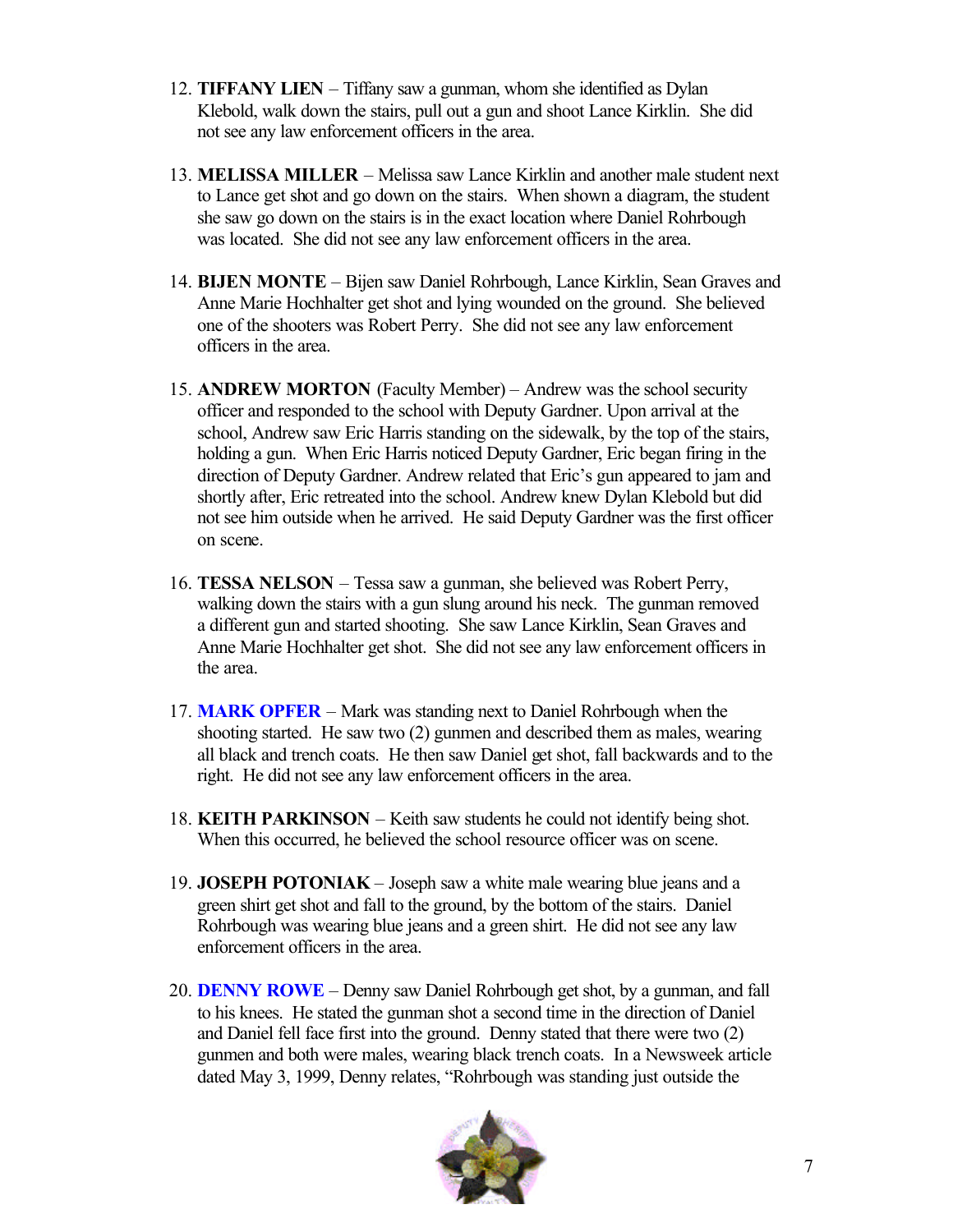12. **TIFFANY LIEN** – Tiffany saw a gunman, whom she identified as Dylan Klebold, walk down the stairs, pull out a gun and shoot Lance Kirklin. She did not see any law enforcement officers in the area.

13. **MELISSA MILLER** – Melissa saw Lance Kirklin and another male student next to Lance get shot and go down on the stairs. When shown a diagram, the student she saw go down on the stairs is in the exact location where Daniel Rohrbough was located. She did not see any law enforcement officers in the area.

14. **BIJEN MONTE** – Bijen saw Daniel Rohrbough, Lance Kirklin, Sean Graves and Anne Marie Hochhalter get shot and lying wounded on the ground. She believed one of the shooters was Robert Perry. She did not see any law enforcement officers in the area.

15. **ANDREW MORTON** (Faculty Member) – Andrew was the school security officer and responded to the school with Deputy Gardner. Upon arrival at the school, Andrew saw Eric Harris standing on the sidewalk, by the top of the stairs, holding a gun. When Eric Harris noticed Deputy Gardner, Eric began firing in the direction of Deputy Gardner. Andrew related that Eric's gun appeared to jam and shortly after, Eric retreated into the school. Andrew knew Dylan Klebold but did not see him outside when he arrived. He said Deputy Gardner was the first officer on scene.

16. **TESSA NELSON** – Tessa saw a gunman, she believed was Robert Perry, walking down the stairs with a gun slung around his neck. The gunman removed a different gun and started shooting. She saw Lance Kirklin, Sean Graves and Anne Marie Hochhalter get shot. She did not see any law enforcement officers in the area.

17. **MARK OPFER** – Mark was standing next to Daniel Rohrbough when the shooting started. He saw two (2) gunmen and described them as males, wearing all black and trench coats. He then saw Daniel get shot, fall backwards and to the right. He did not see any law enforcement officers in the area.

18. **KEITH PARKINSON** – Keith saw students he could not identify being shot. When this occurred, he believed the school resource officer was on scene.

19. **JOSEPH POTONIAK** – Joseph saw a white male wearing blue jeans and a green shirt get shot and fall to the ground, by the bottom of the stairs. Daniel Rohrbough was wearing blue jeans and a green shirt. He did not see any law enforcement officers in the area.

20. **DENNY ROWE** – Denny saw Daniel Rohrbough get shot, by a gunman, and fall to his knees. He stated the gunman shot a second time in the direction of Daniel and Daniel fell face first into the ground. Denny stated that there were two (2) gunmen and both were males, wearing black trench coats. In a Newsweek article dated May 3, 1999, Denny relates, "Rohrbough was standing just outside the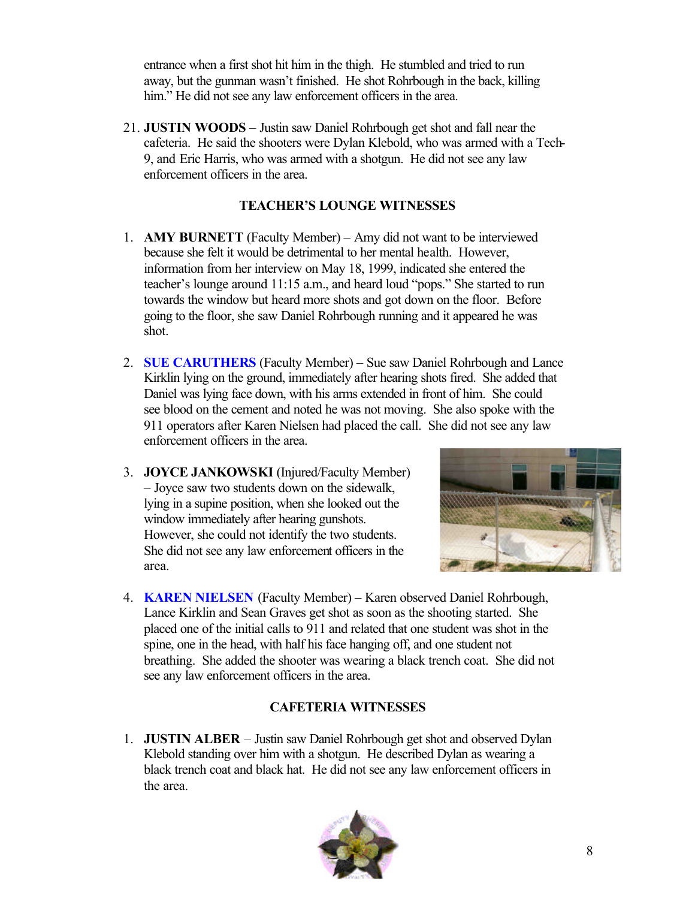entrance when a first shot hit him in the thigh. He stumbled and tried to run away, but the gunman wasn't finished. He shot Rohrbough in the back, killing him." He did not see any law enforcement officers in the area.

21. **JUSTIN WOODS** – Justin saw Daniel Rohrbough get shot and fall near the cafeteria. He said the shooters were Dylan Klebold, who was armed with a Tech-9, and Eric Harris, who was armed with a shotgun. He did not see any law enforcement officers in the area.

### TEACHER'S LOUNGE WITNESSES

1. **AMY BURNETT** (Faculty Member) – Amy did not want to be interviewed because she felt it would be detrimental to her mental health. However, information from her interview on May 18, 1999, indicated she entered the teacher's lounge around 11:15 a.m., and heard loud "pops." She started to run towards the window but heard more shots and got down on the floor. Before going to the floor, she saw Daniel Rohrbough running and it appeared he was shot.

2. **SUE CARUTHERS** (Faculty Member) – Sue saw Daniel Rohrbough and Lance Kirklin lying on the ground, immediately after hearing shots fired. She added that Daniel was lying face down, with his arms extended in front of him. She could see blood on the cement and noted he was not moving. She also spoke with the 911 operators after Karen Nielsen had placed the call. She did not see any law enforcement officers in the area.

3. **JOYCE JANKOWSKI** (Injured/Faculty Member) – Joyce saw two students down on the sidewalk, lying in a supine position, when she looked out the window immediately after hearing gunshots. However, she could not identify the two students. She did not see any law enforcement officers in the area.

4. **KAREN NIELSEN** (Faculty Member) – Karen observed Daniel Rohrbough, Lance Kirklin and Sean Graves get shot as soon as the shooting started. She placed one of the initial calls to 911 and related that one student was shot in the spine, one in the head, with half his face hanging off, and one student not breathing. She added the shooter was wearing a black trench coat. She did not see any law enforcement officers in the area.

### CAFETERIA WITNESSES

1. **JUSTIN ALBER** – Justin saw Daniel Rohrbough get shot and observed Dylan Klebold standing over him with a shotgun. He described Dylan as wearing a black trench coat and black hat. He did not see any law enforcement officers in the area.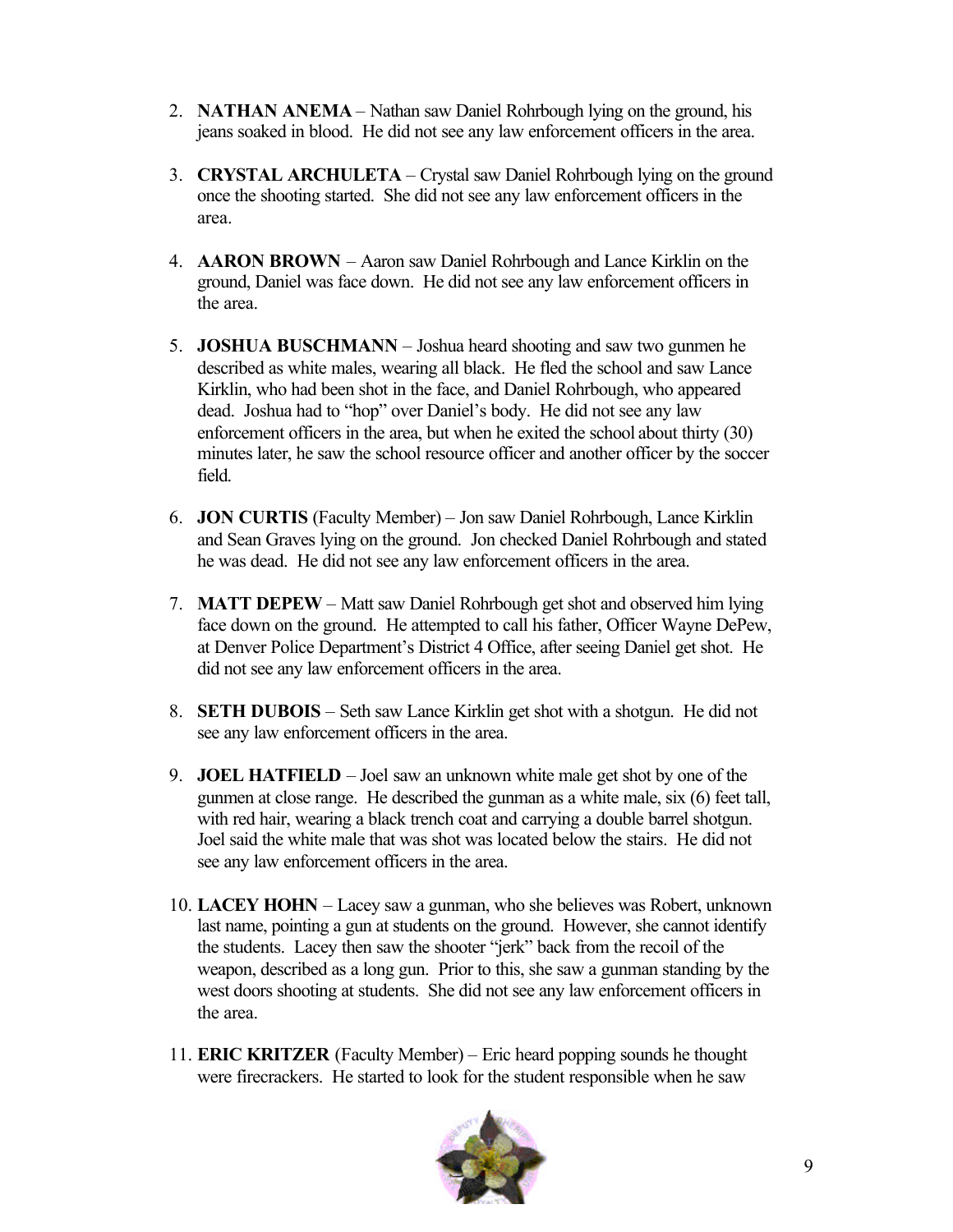2. **NATHAN ANEMA** – Nathan saw Daniel Rohrbough lying on the ground, his jeans soaked in blood. He did not see any law enforcement officers in the area.

3. **CRYSTAL ARCHULETA** – Crystal saw Daniel Rohrbough lying on the ground once the shooting started. She did not see any law enforcement officers in the area.

4. **AARON BROWN** – Aaron saw Daniel Rohrbough and Lance Kirklin on the ground, Daniel was face down. He did not see any law enforcement officers in the area.

5. **JOSHUA BUSCHMANN** – Joshua heard shooting and saw two gunmen he described as white males, wearing all black. He fled the school and saw Lance Kirklin, who had been shot in the face, and Daniel Rohrbough, who appeared dead. Joshua had to "hop" over Daniel's body. He did not see any law enforcement officers in the area, but when he exited the school about thirty (30) minutes later, he saw the school resource officer and another officer by the soccer field.

6. **JON CURTIS** (Faculty Member) – Jon saw Daniel Rohrbough, Lance Kirklin and Sean Graves lying on the ground. Jon checked Daniel Rohrbough and stated he was dead. He did not see any law enforcement officers in the area.

7. **MATT DEPEW** – Matt saw Daniel Rohrbough get shot and observed him lying face down on the ground. He attempted to call his father, Officer Wayne DePew, at Denver Police Department's District 4 Office, after seeing Daniel get shot. He did not see any law enforcement officers in the area.

8. **SETH DUBOIS** – Seth saw Lance Kirklin get shot with a shotgun. He did not see any law enforcement officers in the area.

9. **JOEL HATFIELD** – Joel saw an unknown white male get shot by one of the gunmen at close range. He described the gunman as a white male, six (6) feet tall, with red hair, wearing a black trench coat and carrying a double barrel shotgun. Joel said the white male that was shot was located below the stairs. He did not see any law enforcement officers in the area.

10. **LACEY HOHN** – Lacey saw a gunman, who she believes was Robert, unknown last name, pointing a gun at students on the ground. However, she cannot identify the students. Lacey then saw the shooter "jerk" back from the recoil of the weapon, described as a long gun. Prior to this, she saw a gunman standing by the west doors shooting at students. She did not see any law enforcement officers in the area.

11. **ERIC KRITZER** (Faculty Member) – Eric heard popping sounds he thought were firecrackers. He started to look for the student responsible when he saw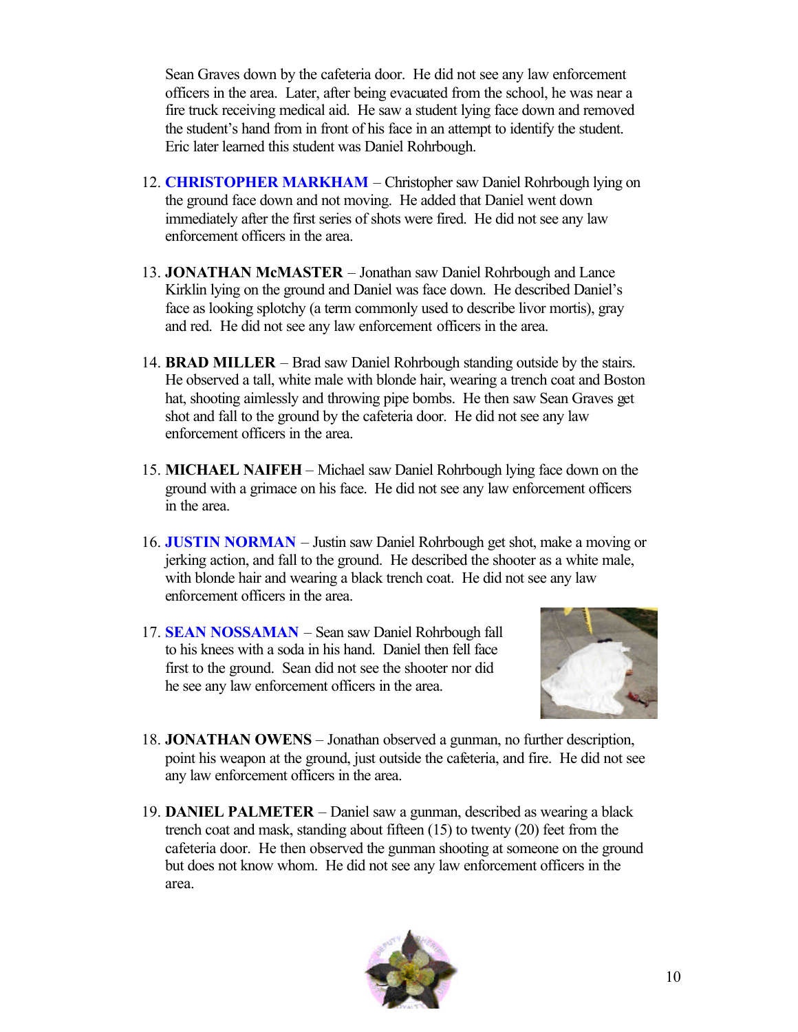Sean Graves down by the cafeteria door. He did not see any law enforcement officers in the area. Later, after being evacuated from the school, he was near a fire truck receiving medical aid. He saw a student lying face down and removed the student's hand from in front of his face in an attempt to identify the student. Eric later learned this student was Daniel Rohrbough.

12. **CHRISTOPHER MARKHAM** – Christopher saw Daniel Rohrbough lying on the ground face down and not moving. He added that Daniel went down immediately after the first series of shots were fired. He did not see any law enforcement officers in the area.

13. **JONATHAN McMASTER** – Jonathan saw Daniel Rohrbough and Lance Kirklin lying on the ground and Daniel was face down. He described Daniel's face as looking splotchy (a term commonly used to describe livor mortis), gray and red. He did not see any law enforcement officers in the area.

14. **BRAD MILLER** – Brad saw Daniel Rohrbough standing outside by the stairs. He observed a tall, white male with blonde hair, wearing a trench coat and Boston hat, shooting aimlessly and throwing pipe bombs. He then saw Sean Graves get shot and fall to the ground by the cafeteria door. He did not see any law enforcement officers in the area.

15. **MICHAEL NAIFEH** – Michael saw Daniel Rohrbough lying face down on the ground with a grimace on his face. He did not see any law enforcement officers in the area.

16. **JUSTIN NORMAN** – Justin saw Daniel Rohrbough get shot, make a moving or jerking action, and fall to the ground. He described the shooter as a white male, with blonde hair and wearing a black trench coat. He did not see any law enforcement officers in the area.

17. **SEAN NOSSAMAN** – Sean saw Daniel Rohrbough fall to his knees with a soda in his hand. Daniel then fell face first to the ground. Sean did not see the shooter nor did he see any law enforcement officers in the area.

18. **JONATHAN OWENS** – Jonathan observed a gunman, no further description, point his weapon at the ground, just outside the cafeteria, and fire. He did not see any law enforcement officers in the area.

19. **DANIEL PALMETER** – Daniel saw a gunman, described as wearing a black trench coat and mask, standing about fifteen (15) to twenty (20) feet from the cafeteria door. He then observed the gunman shooting at someone on the ground but does not know whom. He did not see any law enforcement officers in the area.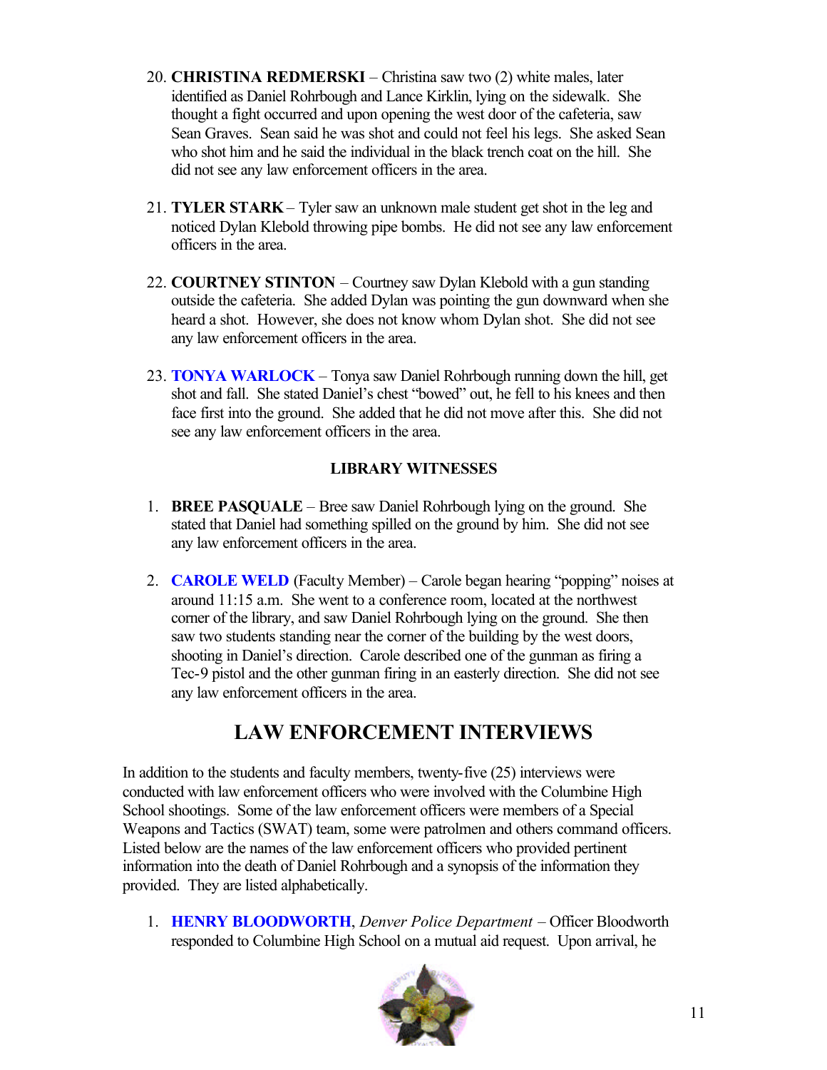20. **CHRISTINA REDMERSKI** – Christina saw two (2) white males, later identified as Daniel Rohrbough and Lance Kirklin, lying on the sidewalk. She thought a fight occurred and upon opening the west door of the cafeteria, saw Sean Graves. Sean said he was shot and could not feel his legs. She asked Sean who shot him and he said the individual in the black trench coat on the hill. She did not see any law enforcement officers in the area.

21. **TYLER STARK** – Tyler saw an unknown male student get shot in the leg and noticed Dylan Klebold throwing pipe bombs. He did not see any law enforcement officers in the area.

22. **COURTNEY STINTON** – Courtney saw Dylan Klebold with a gun standing outside the cafeteria. She added Dylan was pointing the gun downward when she heard a shot. However, she does not know whom Dylan shot. She did not see any law enforcement officers in the area.

23. **TONYA WARLOCK** – Tonya saw Daniel Rohrbough running down the hill, get shot and fall. She stated Daniel's chest "bowed" out, he fell to his knees and then face first into the ground. She added that he did not move after this. She did not see any law enforcement officers in the area.

### LIBRARY WITNESSES

1. **BREE PASQUALE** – Bree saw Daniel Rohrbough lying on the ground. She stated that Daniel had something spilled on the ground by him. She did not see any law enforcement officers in the area.

2. **CAROLE WELD** (Faculty Member) – Carole began hearing "popping" noises at around 11:15 a.m. She went to a conference room, located at the northwest corner of the library, and saw Daniel Rohrbough lying on the ground. She then saw two students standing near the corner of the building by the west doors, shooting in Daniel's direction. Carole described one of the gunman as firing a Tec-9 pistol and the other gunman firing in an easterly direction. She did not see any law enforcement officers in the area.

## LAW ENFORCEMENT INTERVIEWS

In addition to the students and faculty members, twenty-five (25) interviews were conducted with law enforcement officers who were involved with the Columbine High School shootings. Some of the law enforcement officers were members of a Special Weapons and Tactics (SWAT) team, some were patrolmen and others command officers. Listed below are the names of the law enforcement officers who provided pertinent information into the death of Daniel Rohrbough and a synopsis of the information they provided. They are listed alphabetically.

1. **HENRY BLOODWORTH**, *Denver Police Department* – Officer Bloodworth responded to Columbine High School on a mutual aid request. Upon arrival, he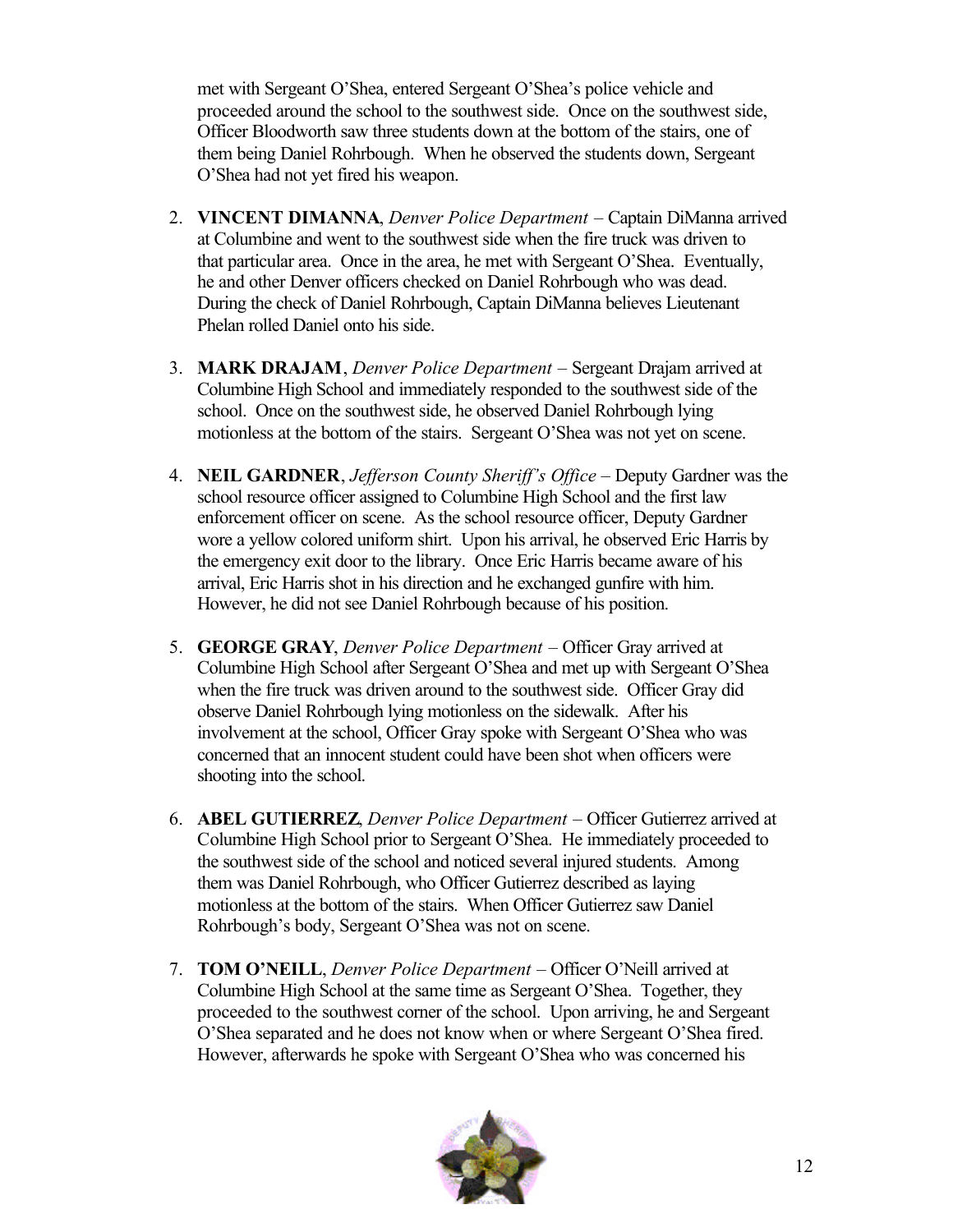met with Sergeant O'Shea, entered Sergeant O'Shea's police vehicle and proceeded around the school to the southwest side. Once on the southwest side, Officer Bloodworth saw three students down at the bottom of the stairs, one of them being Daniel Rohrbough. When he observed the students down, Sergeant O'Shea had not yet fired his weapon.

2. **VINCENT DIMANNA**, *Denver Police Department* – Captain DiManna arrived at Columbine and went to the southwest side when the fire truck was driven to that particular area. Once in the area, he met with Sergeant O'Shea. Eventually, he and other Denver officers checked on Daniel Rohrbough who was dead. During the check of Daniel Rohrbough, Captain DiManna believes Lieutenant Phelan rolled Daniel onto his side.

3. **MARK DRAJAM**, *Denver Police Department* – Sergeant Drajam arrived at Columbine High School and immediately responded to the southwest side of the school. Once on the southwest side, he observed Daniel Rohrbough lying motionless at the bottom of the stairs. Sergeant O'Shea was not yet on scene.

4. **NEIL GARDNER**, *Jefferson County Sheriff's Office* – Deputy Gardner was the school resource officer assigned to Columbine High School and the first law enforcement officer on scene. As the school resource officer, Deputy Gardner wore a yellow colored uniform shirt. Upon his arrival, he observed Eric Harris by the emergency exit door to the library. Once Eric Harris became aware of his arrival, Eric Harris shot in his direction and he exchanged gunfire with him. However, he did not see Daniel Rohrbough because of his position.

5. **GEORGE GRAY**, *Denver Police Department* – Officer Gray arrived at Columbine High School after Sergeant O'Shea and met up with Sergeant O'Shea when the fire truck was driven around to the southwest side. Officer Gray did observe Daniel Rohrbough lying motionless on the sidewalk. After his involvement at the school, Officer Gray spoke with Sergeant O'Shea who was concerned that an innocent student could have been shot when officers were shooting into the school.

6. **ABEL GUTIERREZ**, *Denver Police Department* – Officer Gutierrez arrived at Columbine High School prior to Sergeant O'Shea. He immediately proceeded to the southwest side of the school and noticed several injured students. Among them was Daniel Rohrbough, who Officer Gutierrez described as laying motionless at the bottom of the stairs. When Officer Gutierrez saw Daniel Rohrbough's body, Sergeant O'Shea was not on scene.

7. **TOM O'NEILL**, *Denver Police Department* – Officer O'Neill arrived at Columbine High School at the same time as Sergeant O'Shea. Together, they proceeded to the southwest corner of the school. Upon arriving, he and Sergeant O'Shea separated and he does not know when or where Sergeant O'Shea fired. However, afterwards he spoke with Sergeant O'Shea who was concerned his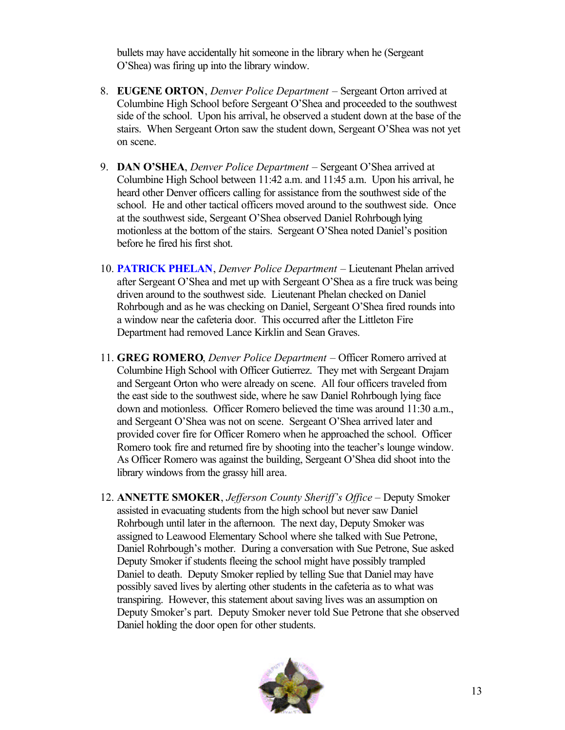bullets may have accidentally hit someone in the library when he (Sergeant O'Shea) was firing up into the library window.

8. **EUGENE ORTON**, *Denver Police Department* – Sergeant Orton arrived at Columbine High School before Sergeant O'Shea and proceeded to the southwest side of the school. Upon his arrival, he observed a student down at the base of the stairs. When Sergeant Orton saw the student down, Sergeant O'Shea was not yet on scene.

9. **DAN O'SHEA**, *Denver Police Department* – Sergeant O'Shea arrived at Columbine High School between 11:42 a.m. and 11:45 a.m. Upon his arrival, he heard other Denver officers calling for assistance from the southwest side of the school. He and other tactical officers moved around to the southwest side. Once at the southwest side, Sergeant O'Shea observed Daniel Rohrbough lying motionless at the bottom of the stairs. Sergeant O'Shea noted Daniel's position before he fired his first shot.

10. **PATRICK PHELAN**, *Denver Police Department* – Lieutenant Phelan arrived after Sergeant O'Shea and met up with Sergeant O'Shea as a fire truck was being driven around to the southwest side. Lieutenant Phelan checked on Daniel Rohrbough and as he was checking on Daniel, Sergeant O'Shea fired rounds into a window near the cafeteria door. This occurred after the Littleton Fire Department had removed Lance Kirklin and Sean Graves.

11. **GREG ROMERO**, *Denver Police Department* – Officer Romero arrived at Columbine High School with Officer Gutierrez. They met with Sergeant Drajam and Sergeant Orton who were already on scene. All four officers traveled from the east side to the southwest side, where he saw Daniel Rohrbough lying face down and motionless. Officer Romero believed the time was around 11:30 a.m., and Sergeant O'Shea was not on scene. Sergeant O'Shea arrived later and provided cover fire for Officer Romero when he approached the school. Officer Romero took fire and returned fire by shooting into the teacher's lounge window. As Officer Romero was against the building, Sergeant O'Shea did shoot into the library windows from the grassy hill area.

12. **ANNETTE SMOKER**, *Jefferson County Sheriff's Office* – Deputy Smoker assisted in evacuating students from the high school but never saw Daniel Rohrbough until later in the afternoon. The next day, Deputy Smoker was assigned to Leawood Elementary School where she talked with Sue Petrone, Daniel Rohrbough's mother. During a conversation with Sue Petrone, Sue asked Deputy Smoker if students fleeing the school might have possibly trampled Daniel to death. Deputy Smoker replied by telling Sue that Daniel may have possibly saved lives by alerting other students in the cafeteria as to what was transpiring. However, this statement about saving lives was an assumption on Deputy Smoker's part. Deputy Smoker never told Sue Petrone that she observed Daniel holding the door open for other students.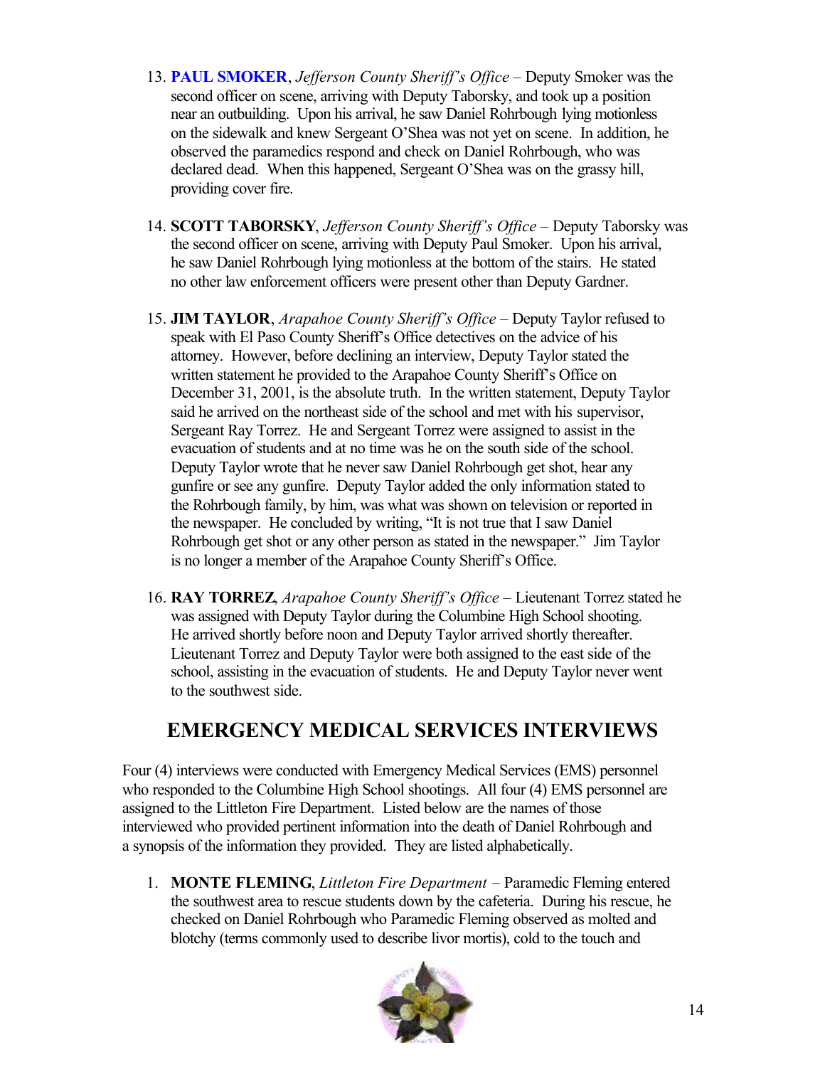13. **PAUL SMOKER**, *Jefferson County Sheriff's Office* – Deputy Smoker was the second officer on scene, arriving with Deputy Taborsky, and took up a position near an outbuilding. Upon his arrival, he saw Daniel Rohrbough lying motionless on the sidewalk and knew Sergeant O'Shea was not yet on scene. In addition, he observed the paramedics respond and check on Daniel Rohrbough, who was declared dead. When this happened, Sergeant O'Shea was on the grassy hill, providing cover fire.

14. **SCOTT TABORSKY**, *Jefferson County Sheriff's Office* – Deputy Taborsky was the second officer on scene, arriving with Deputy Paul Smoker. Upon his arrival, he saw Daniel Rohrbough lying motionless at the bottom of the stairs. He stated no other law enforcement officers were present other than Deputy Gardner.

15. **JIM TAYLOR**, *Arapahoe County Sheriff's Office* – Deputy Taylor refused to speak with El Paso County Sheriff's Office detectives on the advice of his attorney. However, before declining an interview, Deputy Taylor stated the written statement he provided to the Arapahoe County Sheriff's Office on December 31, 2001, is the absolute truth. In the written statement, Deputy Taylor said he arrived on the northeast side of the school and met with his supervisor, Sergeant Ray Torrez. He and Sergeant Torrez were assigned to assist in the evacuation of students and at no time was he on the south side of the school. Deputy Taylor wrote that he never saw Daniel Rohrbough get shot, hear any gunfire or see any gunfire. Deputy Taylor added the only information stated to the Rohrbough family, by him, was what was shown on television or reported in the newspaper. He concluded by writing, "It is not true that I saw Daniel Rohrbough get shot or any other person as stated in the newspaper." Jim Taylor is no longer a member of the Arapahoe County Sheriff's Office.

16. **RAY TORREZ**, *Arapahoe County Sheriff's Office* – Lieutenant Torrez stated he was assigned with Deputy Taylor during the Columbine High School shooting. He arrived shortly before noon and Deputy Taylor arrived shortly thereafter. Lieutenant Torrez and Deputy Taylor were both assigned to the east side of the school, assisting in the evacuation of students. He and Deputy Taylor never went to the southwest side.

## EMERGENCY MEDICAL SERVICES INTERVIEWS

Four (4) interviews were conducted with Emergency Medical Services (EMS) personnel who responded to the Columbine High School shootings. All four (4) EMS personnel are assigned to the Littleton Fire Department. Listed below are the names of those interviewed who provided pertinent information into the death of Daniel Rohrbough and a synopsis of the information they provided. They are listed alphabetically.

1. **MONTE FLEMING**, *Littleton Fire Department* – Paramedic Fleming entered the southwest area to rescue students down by the cafeteria. During his rescue, he checked on Daniel Rohrbough who Paramedic Fleming observed as molted and blotchy (terms commonly used to describe livor mortis), cold to the touch and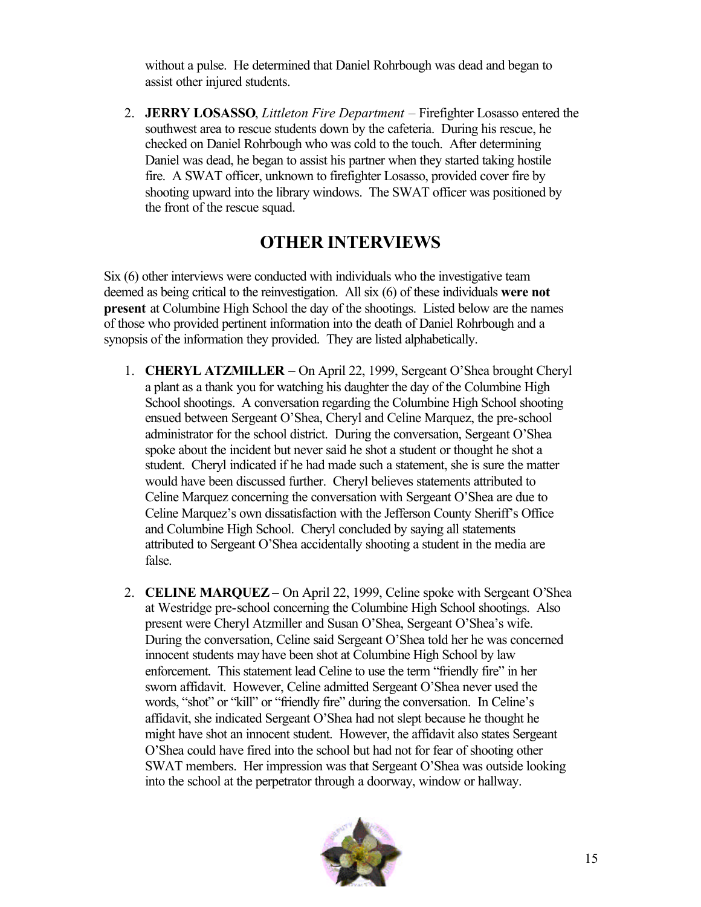without a pulse. He determined that Daniel Rohrbough was dead and began to assist other injured students.

2. **JERRY LOSASSO**, *Littleton Fire Department* – Firefighter Losasso entered the southwest area to rescue students down by the cafeteria. During his rescue, he checked on Daniel Rohrbough who was cold to the touch. After determining Daniel was dead, he began to assist his partner when they started taking hostile fire. A SWAT officer, unknown to firefighter Losasso, provided cover fire by shooting upward into the library windows. The SWAT officer was positioned by the front of the rescue squad.

## OTHER INTERVIEWS

Six (6) other interviews were conducted with individuals who the investigative team deemed as being critical to the reinvestigation. All six (6) of these individuals **were not present** at Columbine High School the day of the shootings. Listed below are the names of those who provided pertinent information into the death of Daniel Rohrbough and a synopsis of the information they provided. They are listed alphabetically.

1. **CHERYL ATZMILLER** – On April 22, 1999, Sergeant O'Shea brought Cheryl a plant as a thank you for watching his daughter the day of the Columbine High School shootings. A conversation regarding the Columbine High School shooting ensued between Sergeant O'Shea, Cheryl and Celine Marquez, the pre-school administrator for the school district. During the conversation, Sergeant O'Shea spoke about the incident but never said he shot a student or thought he shot a student. Cheryl indicated if he had made such a statement, she is sure the matter would have been discussed further. Cheryl believes statements attributed to Celine Marquez concerning the conversation with Sergeant O'Shea are due to Celine Marquez's own dissatisfaction with the Jefferson County Sheriff's Office and Columbine High School. Cheryl concluded by saying all statements attributed to Sergeant O'Shea accidentally shooting a student in the media are false.

2. **CELINE MARQUEZ** – On April 22, 1999, Celine spoke with Sergeant O'Shea at Westridge pre-school concerning the Columbine High School shootings. Also present were Cheryl Atzmiller and Susan O'Shea, Sergeant O'Shea's wife. During the conversation, Celine said Sergeant O'Shea told her he was concerned innocent students may have been shot at Columbine High School by law enforcement. This statement lead Celine to use the term "friendly fire" in her sworn affidavit. However, Celine admitted Sergeant O'Shea never used the words, "shot" or "kill" or "friendly fire" during the conversation. In Celine's affidavit, she indicated Sergeant O'Shea had not slept because he thought he might have shot an innocent student. However, the affidavit also states Sergeant O'Shea could have fired into the school but had not for fear of shooting other SWAT members. Her impression was that Sergeant O'Shea was outside looking into the school at the perpetrator through a doorway, window or hallway.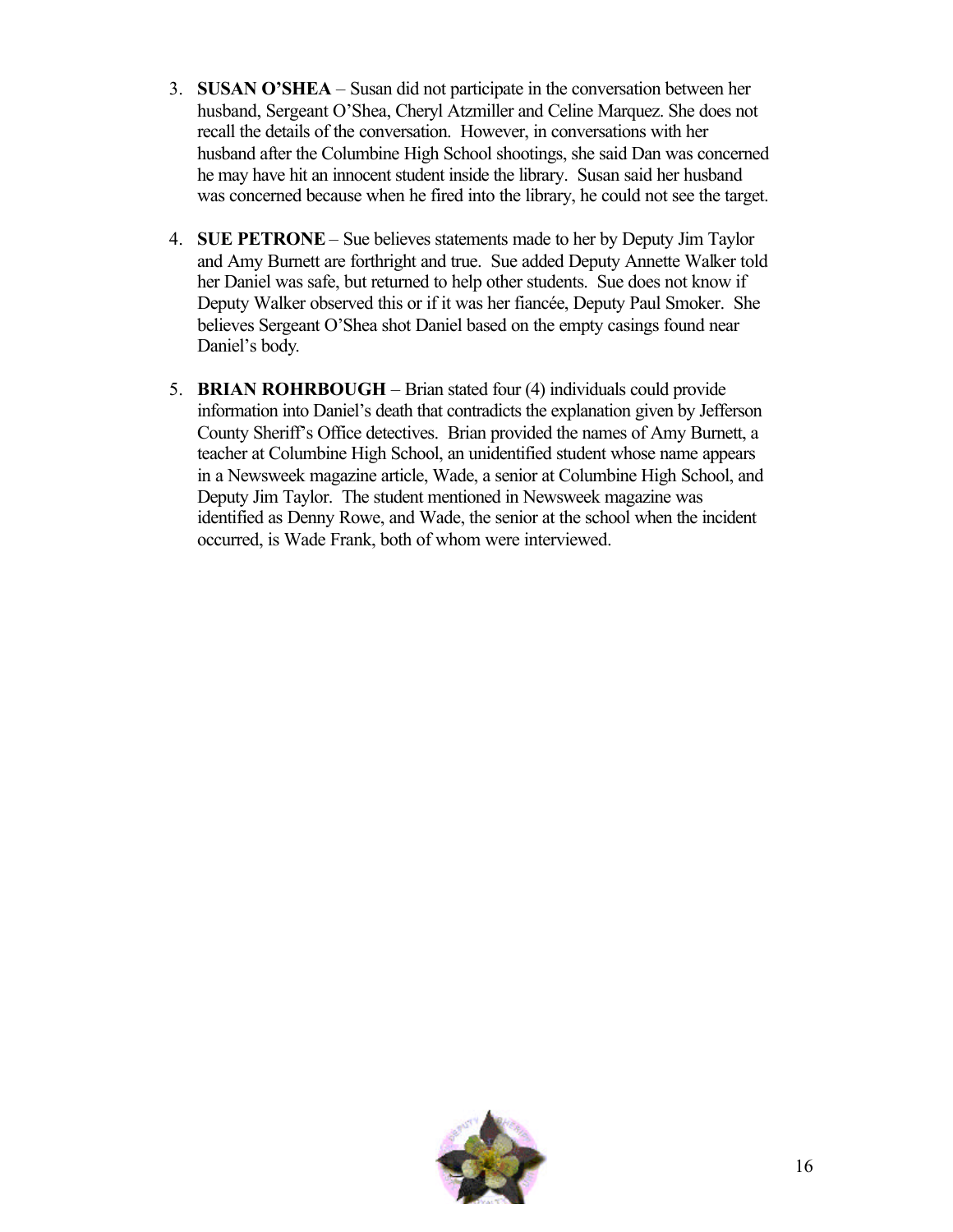3. **SUSAN O'SHEA** – Susan did not participate in the conversation between her husband, Sergeant O'Shea, Cheryl Atzmiller and Celine Marquez. She does not recall the details of the conversation. However, in conversations with her husband after the Columbine High School shootings, she said Dan was concerned he may have hit an innocent student inside the library. Susan said her husband was concerned because when he fired into the library, he could not see the target.

4. **SUE PETRONE** – Sue believes statements made to her by Deputy Jim Taylor and Amy Burnett are forthright and true. Sue added Deputy Annette Walker told her Daniel was safe, but returned to help other students. Sue does not know if Deputy Walker observed this or if it was her fiancée, Deputy Paul Smoker. She believes Sergeant O'Shea shot Daniel based on the empty casings found near Daniel's body.

5. **BRIAN ROHRBOUGH** – Brian stated four (4) individuals could provide information into Daniel's death that contradicts the explanation given by Jefferson County Sheriff's Office detectives. Brian provided the names of Amy Burnett, a teacher at Columbine High School, an unidentified student whose name appears in a Newsweek magazine article, Wade, a senior at Columbine High School, and Deputy Jim Taylor. The student mentioned in Newsweek magazine was identified as Denny Rowe, and Wade, the senior at the school when the incident occurred, is Wade Frank, both of whom were interviewed.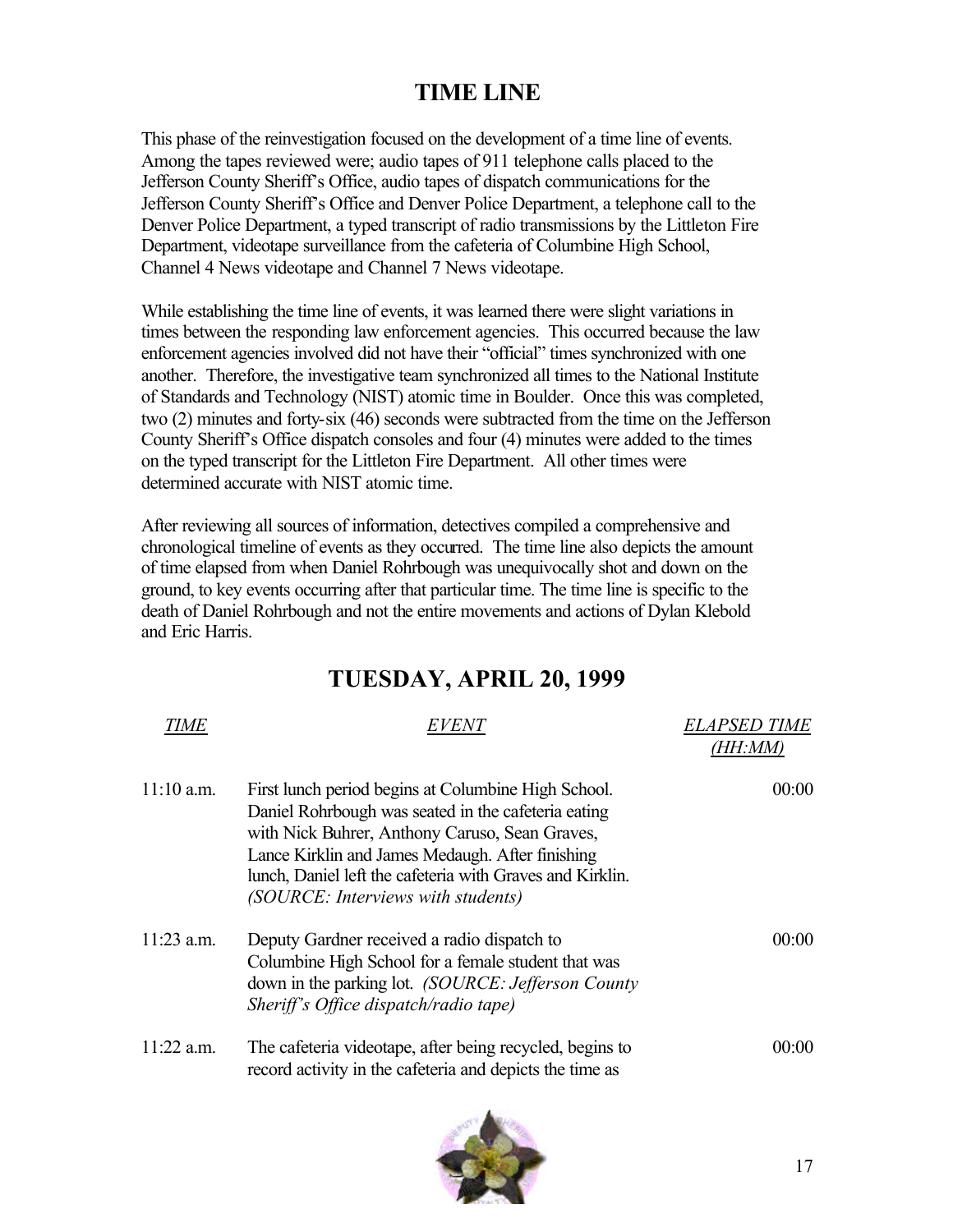## TIME LINE

This phase of the reinvestigation focused on the development of a time line of events. Among the tapes reviewed were; audio tapes of 911 telephone calls placed to the Jefferson County Sheriff's Office, audio tapes of dispatch communications for the Jefferson County Sheriff's Office and Denver Police Department, a telephone call to the Denver Police Department, a typed transcript of radio transmissions by the Littleton Fire Department, videotape surveillance from the cafeteria of Columbine High School, Channel 4 News videotape and Channel 7 News videotape.

While establishing the time line of events, it was learned there were slight variations in times between the responding law enforcement agencies. This occurred because the law enforcement agencies involved did not have their "official" times synchronized with one another. Therefore, the investigative team synchronized all times to the National Institute of Standards and Technology (NIST) atomic time in Boulder. Once this was completed, two (2) minutes and forty-six (46) seconds were subtracted from the time on the Jefferson County Sheriff's Office dispatch consoles and four (4) minutes were added to the times on the typed transcript for the Littleton Fire Department. All other times were determined accurate with NIST atomic time.

After reviewing all sources of information, detectives compiled a comprehensive and chronological timeline of events as they occurred. The time line also depicts the amount of time elapsed from when Daniel Rohrbough was unequivocally shot and down on the ground, to key events occurring after that particular time. The time line is specific to the death of Daniel Rohrbough and not the entire movements and actions of Dylan Klebold and Eric Harris.

## TUESDAY, APRIL 20, 1999

| *TIME* | *EVENT* | *ELAPSED TIME (HH:MM)* |
|---|---|---|
| 11:10 a.m. | First lunch period begins at Columbine High School. Daniel Rohrbough was seated in the cafeteria eating with Nick Buhrer, Anthony Caruso, Sean Graves, Lance Kirklin and James Medaugh. After finishing lunch, Daniel left the cafeteria with Graves and Kirklin. *(SOURCE: Interviews with students)* | 00:00 |
| 11:23 a.m. | Deputy Gardner received a radio dispatch to Columbine High School for a female student that was down in the parking lot. *(SOURCE: Jefferson County Sheriff's Office dispatch/radio tape)* | 00:00 |
| 11:22 a.m. | The cafeteria videotape, after being recycled, begins to record activity in the cafeteria and depicts the time as | 00:00 |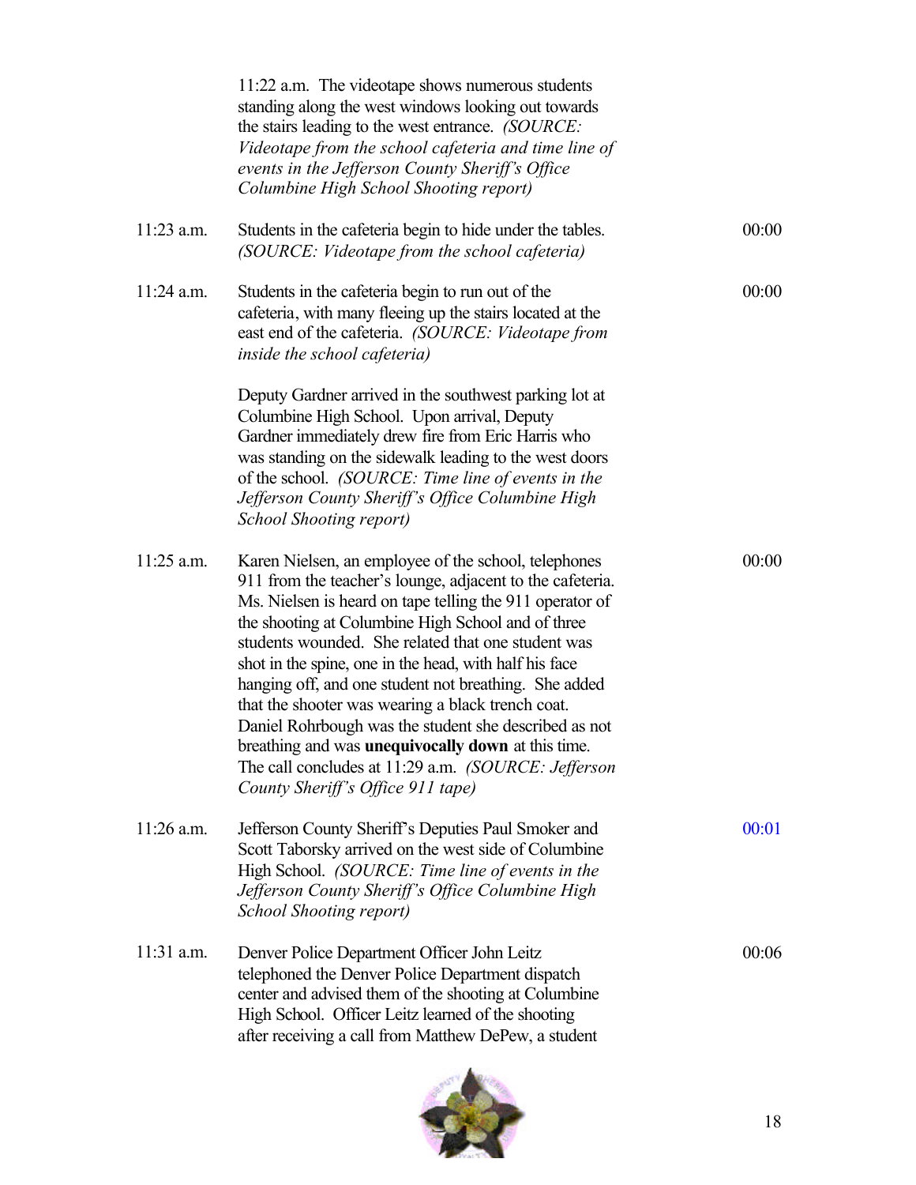| | | |
|---|---|---|
| | 11:22 a.m. The videotape shows numerous students standing along the west windows looking out towards the stairs leading to the west entrance. *(SOURCE: Videotape from the school cafeteria and time line of events in the Jefferson County Sheriff's Office Columbine High School Shooting report)* | |
| 11:23 a.m. | Students in the cafeteria begin to hide under the tables. *(SOURCE: Videotape from the school cafeteria)* | 00:00 |
| 11:24 a.m. | Students in the cafeteria begin to run out of the cafeteria, with many fleeing up the stairs located at the east end of the cafeteria. *(SOURCE: Videotape from inside the school cafeteria)* | 00:00 |
| | Deputy Gardner arrived in the southwest parking lot at Columbine High School. Upon arrival, Deputy Gardner immediately drew fire from Eric Harris who was standing on the sidewalk leading to the west doors of the school. *(SOURCE: Time line of events in the Jefferson County Sheriff's Office Columbine High School Shooting report)* | |
| 11:25 a.m. | Karen Nielsen, an employee of the school, telephones 911 from the teacher's lounge, adjacent to the cafeteria. Ms. Nielsen is heard on tape telling the 911 operator of the shooting at Columbine High School and of three students wounded. She related that one student was shot in the spine, one in the head, with half his face hanging off, and one student not breathing. She added that the shooter was wearing a black trench coat. Daniel Rohrbough was the student she described as not breathing and was **unequivocally down** at this time. The call concludes at 11:29 a.m. *(SOURCE: Jefferson County Sheriff's Office 911 tape)* | 00:00 |
| 11:26 a.m. | Jefferson County Sheriff's Deputies Paul Smoker and Scott Taborsky arrived on the west side of Columbine High School. *(SOURCE: Time line of events in the Jefferson County Sheriff's Office Columbine High School Shooting report)* | 00:01 |
| 11:31 a.m. | Denver Police Department Officer John Leitz telephoned the Denver Police Department dispatch center and advised them of the shooting at Columbine High School. Officer Leitz learned of the shooting after receiving a call from Matthew DePew, a student | 00:06 |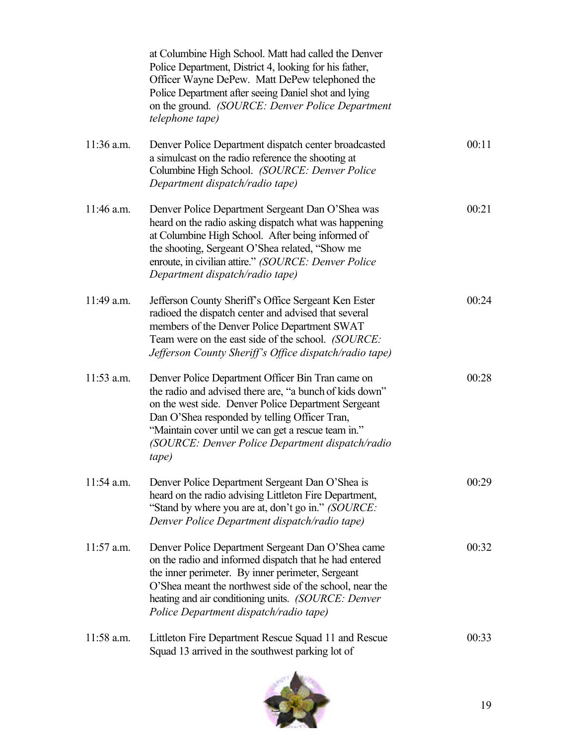| | | |
|---|---|---|
| | at Columbine High School. Matt had called the Denver Police Department, District 4, looking for his father, Officer Wayne DePew. Matt DePew telephoned the Police Department after seeing Daniel shot and lying on the ground. *(SOURCE: Denver Police Department telephone tape)* | |
| 11:36 a.m. | Denver Police Department dispatch center broadcasted a simulcast on the radio reference the shooting at Columbine High School. *(SOURCE: Denver Police Department dispatch/radio tape)* | 00:11 |
| 11:46 a.m. | Denver Police Department Sergeant Dan O'Shea was heard on the radio asking dispatch what was happening at Columbine High School. After being informed of the shooting, Sergeant O'Shea related, "Show me enroute, in civilian attire." *(SOURCE: Denver Police Department dispatch/radio tape)* | 00:21 |
| 11:49 a.m. | Jefferson County Sheriff's Office Sergeant Ken Ester radioed the dispatch center and advised that several members of the Denver Police Department SWAT Team were on the east side of the school. *(SOURCE: Jefferson County Sheriff's Office dispatch/radio tape)* | 00:24 |
| 11:53 a.m. | Denver Police Department Officer Bin Tran came on the radio and advised there are, "a bunch of kids down" on the west side. Denver Police Department Sergeant Dan O'Shea responded by telling Officer Tran, "Maintain cover until we can get a rescue team in." *(SOURCE: Denver Police Department dispatch/radio tape)* | 00:28 |
| 11:54 a.m. | Denver Police Department Sergeant Dan O'Shea is heard on the radio advising Littleton Fire Department, "Stand by where you are at, don't go in." *(SOURCE: Denver Police Department dispatch/radio tape)* | 00:29 |
| 11:57 a.m. | Denver Police Department Sergeant Dan O'Shea came on the radio and informed dispatch that he had entered the inner perimeter. By inner perimeter, Sergeant O'Shea meant the northwest side of the school, near the heating and air conditioning units. *(SOURCE: Denver Police Department dispatch/radio tape)* | 00:32 |
| 11:58 a.m. | Littleton Fire Department Rescue Squad 11 and Rescue Squad 13 arrived in the southwest parking lot of | 00:33 |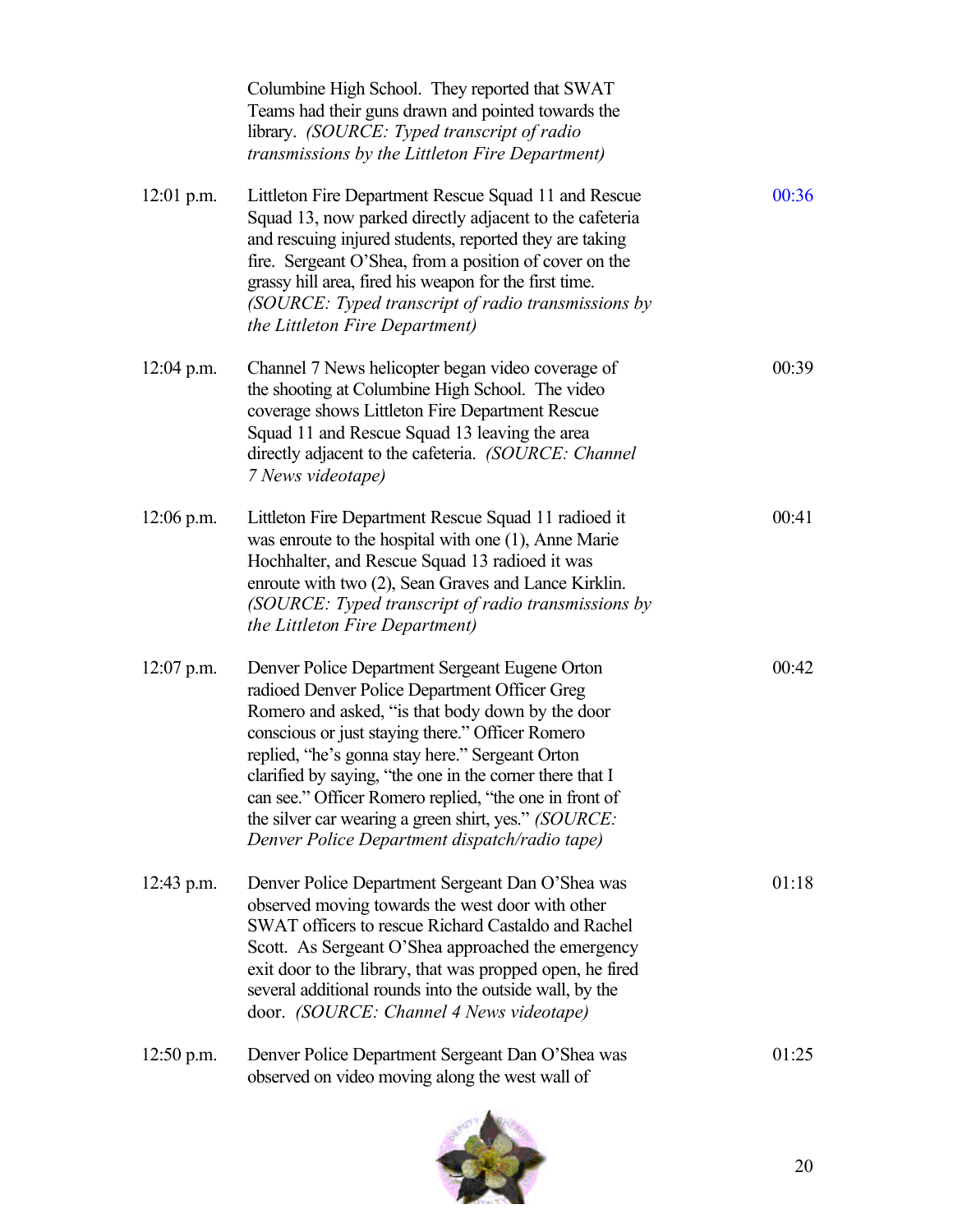| | | |
|---|---|---|
| | Columbine High School. They reported that SWAT Teams had their guns drawn and pointed towards the library. *(SOURCE: Typed transcript of radio transmissions by the Littleton Fire Department)* | |
| 12:01 p.m. | Littleton Fire Department Rescue Squad 11 and Rescue Squad 13, now parked directly adjacent to the cafeteria and rescuing injured students, reported they are taking fire. Sergeant O'Shea, from a position of cover on the grassy hill area, fired his weapon for the first time. *(SOURCE: Typed transcript of radio transmissions by the Littleton Fire Department)* | 00:36 |
| 12:04 p.m. | Channel 7 News helicopter began video coverage of the shooting at Columbine High School. The video coverage shows Littleton Fire Department Rescue Squad 11 and Rescue Squad 13 leaving the area directly adjacent to the cafeteria. *(SOURCE: Channel 7 News videotape)* | 00:39 |
| 12:06 p.m. | Littleton Fire Department Rescue Squad 11 radioed it was enroute to the hospital with one (1), Anne Marie Hochhalter, and Rescue Squad 13 radioed it was enroute with two (2), Sean Graves and Lance Kirklin. *(SOURCE: Typed transcript of radio transmissions by the Littleton Fire Department)* | 00:41 |
| 12:07 p.m. | Denver Police Department Sergeant Eugene Orton radioed Denver Police Department Officer Greg Romero and asked, "is that body down by the door conscious or just staying there." Officer Romero replied, "he's gonna stay here." Sergeant Orton clarified by saying, "the one in the corner there that I can see." Officer Romero replied, "the one in front of the silver car wearing a green shirt, yes." *(SOURCE: Denver Police Department dispatch/radio tape)* | 00:42 |
| 12:43 p.m. | Denver Police Department Sergeant Dan O'Shea was observed moving towards the west door with other SWAT officers to rescue Richard Castaldo and Rachel Scott. As Sergeant O'Shea approached the emergency exit door to the library, that was propped open, he fired several additional rounds into the outside wall, by the door. *(SOURCE: Channel 4 News videotape)* | 01:18 |
| 12:50 p.m. | Denver Police Department Sergeant Dan O'Shea was observed on video moving along the west wall of | 01:25 |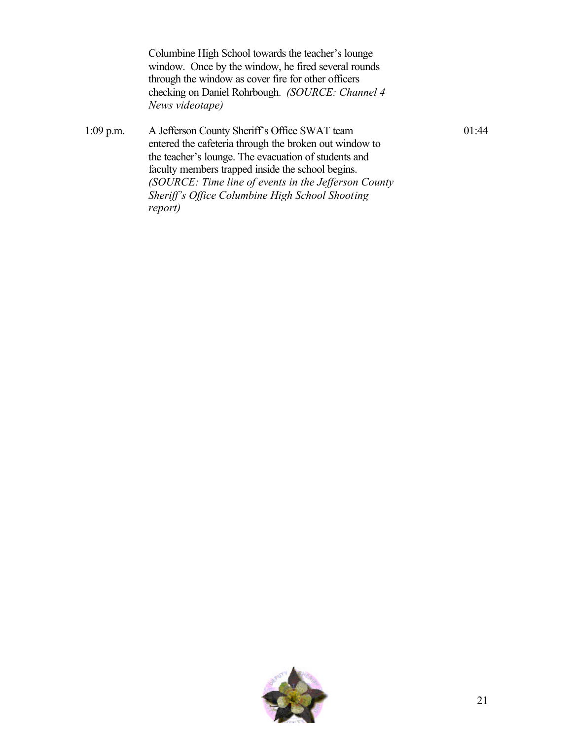| | | |
|---|---|---|
| | Columbine High School towards the teacher's lounge window. Once by the window, he fired several rounds through the window as cover fire for other officers checking on Daniel Rohrbough. *(SOURCE: Channel 4 News videotape)* | |
| 1:09 p.m. | A Jefferson County Sheriff's Office SWAT team entered the cafeteria through the broken out window to the teacher's lounge. The evacuation of students and faculty members trapped inside the school begins. *(SOURCE: Time line of events in the Jefferson County Sheriff's Office Columbine High School Shooting report)* | 01:44 |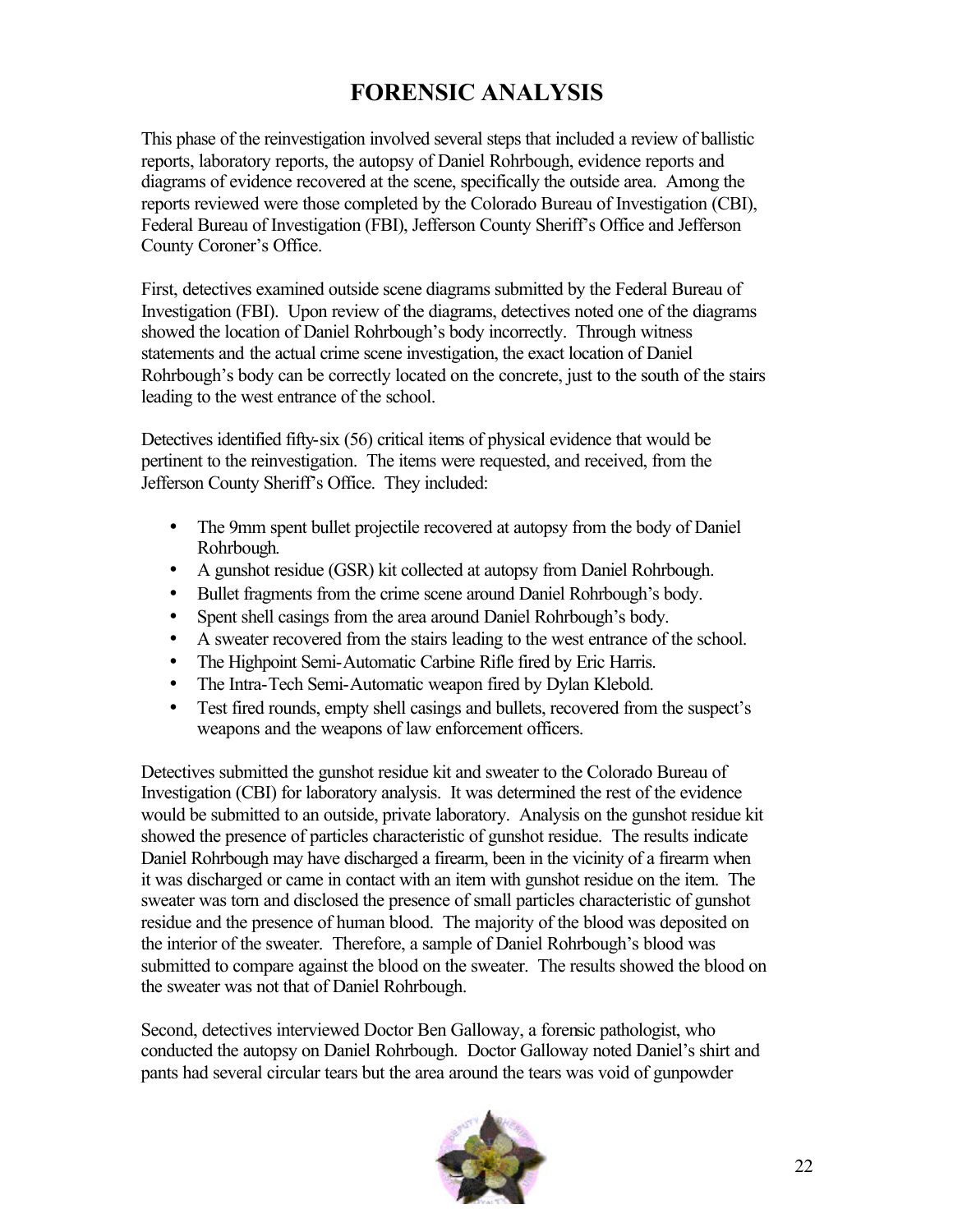# FORENSIC ANALYSIS

This phase of the reinvestigation involved several steps that included a review of ballistic reports, laboratory reports, the autopsy of Daniel Rohrbough, evidence reports and diagrams of evidence recovered at the scene, specifically the outside area. Among the reports reviewed were those completed by the Colorado Bureau of Investigation (CBI), Federal Bureau of Investigation (FBI), Jefferson County Sheriff's Office and Jefferson County Coroner's Office.

First, detectives examined outside scene diagrams submitted by the Federal Bureau of Investigation (FBI). Upon review of the diagrams, detectives noted one of the diagrams showed the location of Daniel Rohrbough's body incorrectly. Through witness statements and the actual crime scene investigation, the exact location of Daniel Rohrbough's body can be correctly located on the concrete, just to the south of the stairs leading to the west entrance of the school.

Detectives identified fifty-six (56) critical items of physical evidence that would be pertinent to the reinvestigation. The items were requested, and received, from the Jefferson County Sheriff's Office. They included:

- The 9mm spent bullet projectile recovered at autopsy from the body of Daniel Rohrbough.
- A gunshot residue (GSR) kit collected at autopsy from Daniel Rohrbough.
- Bullet fragments from the crime scene around Daniel Rohrbough's body.
- Spent shell casings from the area around Daniel Rohrbough's body.
- A sweater recovered from the stairs leading to the west entrance of the school.
- The Highpoint Semi-Automatic Carbine Rifle fired by Eric Harris.
- The Intra-Tech Semi-Automatic weapon fired by Dylan Klebold.
- Test fired rounds, empty shell casings and bullets, recovered from the suspect's weapons and the weapons of law enforcement officers.

Detectives submitted the gunshot residue kit and sweater to the Colorado Bureau of Investigation (CBI) for laboratory analysis. It was determined the rest of the evidence would be submitted to an outside, private laboratory. Analysis on the gunshot residue kit showed the presence of particles characteristic of gunshot residue. The results indicate Daniel Rohrbough may have discharged a firearm, been in the vicinity of a firearm when it was discharged or came in contact with an item with gunshot residue on the item. The sweater was torn and disclosed the presence of small particles characteristic of gunshot residue and the presence of human blood. The majority of the blood was deposited on the interior of the sweater. Therefore, a sample of Daniel Rohrbough's blood was submitted to compare against the blood on the sweater. The results showed the blood on the sweater was not that of Daniel Rohrbough.

Second, detectives interviewed Doctor Ben Galloway, a forensic pathologist, who conducted the autopsy on Daniel Rohrbough. Doctor Galloway noted Daniel's shirt and pants had several circular tears but the area around the tears was void of gunpowder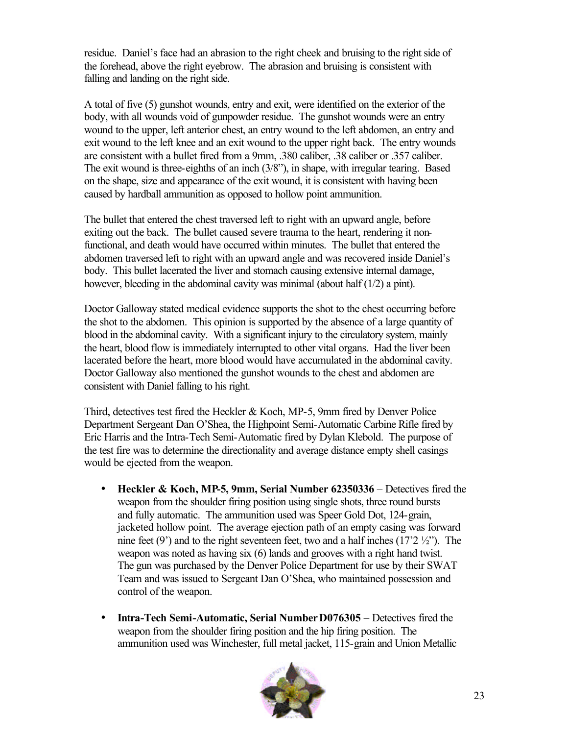residue. Daniel's face had an abrasion to the right cheek and bruising to the right side of the forehead, above the right eyebrow. The abrasion and bruising is consistent with falling and landing on the right side.

A total of five (5) gunshot wounds, entry and exit, were identified on the exterior of the body, with all wounds void of gunpowder residue. The gunshot wounds were an entry wound to the upper, left anterior chest, an entry wound to the left abdomen, an entry and exit wound to the left knee and an exit wound to the upper right back. The entry wounds are consistent with a bullet fired from a 9mm, .380 caliber, .38 caliber or .357 caliber. The exit wound is three-eighths of an inch (3/8"), in shape, with irregular tearing. Based on the shape, size and appearance of the exit wound, it is consistent with having been caused by hardball ammunition as opposed to hollow point ammunition.

The bullet that entered the chest traversed left to right with an upward angle, before exiting out the back. The bullet caused severe trauma to the heart, rendering it non-functional, and death would have occurred within minutes. The bullet that entered the abdomen traversed left to right with an upward angle and was recovered inside Daniel's body. This bullet lacerated the liver and stomach causing extensive internal damage, however, bleeding in the abdominal cavity was minimal (about half (1/2) a pint).

Doctor Galloway stated medical evidence supports the shot to the chest occurring before the shot to the abdomen. This opinion is supported by the absence of a large quantity of blood in the abdominal cavity. With a significant injury to the circulatory system, mainly the heart, blood flow is immediately interrupted to other vital organs. Had the liver been lacerated before the heart, more blood would have accumulated in the abdominal cavity. Doctor Galloway also mentioned the gunshot wounds to the chest and abdomen are consistent with Daniel falling to his right.

Third, detectives test fired the Heckler & Koch, MP-5, 9mm fired by Denver Police Department Sergeant Dan O'Shea, the Highpoint Semi-Automatic Carbine Rifle fired by Eric Harris and the Intra-Tech Semi-Automatic fired by Dylan Klebold. The purpose of the test fire was to determine the directionality and average distance empty shell casings would be ejected from the weapon.

- **Heckler & Koch, MP-5, 9mm, Serial Number 62350336** – Detectives fired the weapon from the shoulder firing position using single shots, three round bursts and fully automatic. The ammunition used was Speer Gold Dot, 124-grain, jacketed hollow point. The average ejection path of an empty casing was forward nine feet (9') and to the right seventeen feet, two and a half inches (17'2 ½"). The weapon was noted as having six (6) lands and grooves with a right hand twist. The gun was purchased by the Denver Police Department for use by their SWAT Team and was issued to Sergeant Dan O'Shea, who maintained possession and control of the weapon.

- **Intra-Tech Semi-Automatic, Serial Number D076305** – Detectives fired the weapon from the shoulder firing position and the hip firing position. The ammunition used was Winchester, full metal jacket, 115-grain and Union Metallic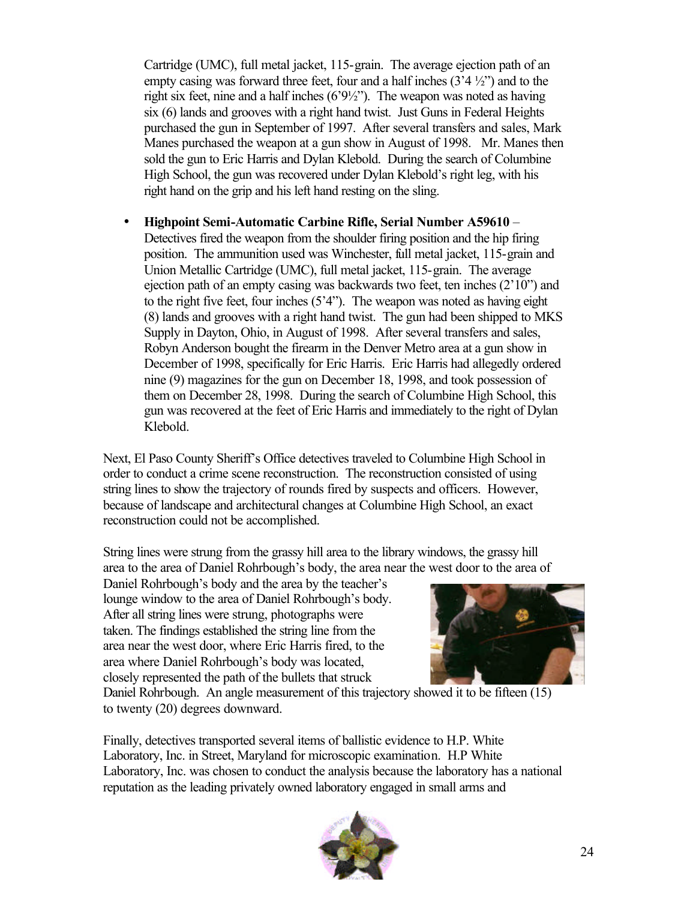Cartridge (UMC), full metal jacket, 115-grain. The average ejection path of an empty casing was forward three feet, four and a half inches (3'4 ½") and to the right six feet, nine and a half inches (6'9½"). The weapon was noted as having six (6) lands and grooves with a right hand twist. Just Guns in Federal Heights purchased the gun in September of 1997. After several transfers and sales, Mark Manes purchased the weapon at a gun show in August of 1998. Mr. Manes then sold the gun to Eric Harris and Dylan Klebold. During the search of Columbine High School, the gun was recovered under Dylan Klebold's right leg, with his right hand on the grip and his left hand resting on the sling.

- **Highpoint Semi-Automatic Carbine Rifle, Serial Number A59610** – Detectives fired the weapon from the shoulder firing position and the hip firing position. The ammunition used was Winchester, full metal jacket, 115-grain and Union Metallic Cartridge (UMC), full metal jacket, 115-grain. The average ejection path of an empty casing was backwards two feet, ten inches (2'10") and to the right five feet, four inches (5'4"). The weapon was noted as having eight (8) lands and grooves with a right hand twist. The gun had been shipped to MKS Supply in Dayton, Ohio, in August of 1998. After several transfers and sales, Robyn Anderson bought the firearm in the Denver Metro area at a gun show in December of 1998, specifically for Eric Harris. Eric Harris had allegedly ordered nine (9) magazines for the gun on December 18, 1998, and took possession of them on December 28, 1998. During the search of Columbine High School, this gun was recovered at the feet of Eric Harris and immediately to the right of Dylan Klebold.

Next, El Paso County Sheriff's Office detectives traveled to Columbine High School in order to conduct a crime scene reconstruction. The reconstruction consisted of using string lines to show the trajectory of rounds fired by suspects and officers. However, because of landscape and architectural changes at Columbine High School, an exact reconstruction could not be accomplished.

String lines were strung from the grassy hill area to the library windows, the grassy hill area to the area of Daniel Rohrbough's body, the area near the west door to the area of Daniel Rohrbough's body and the area by the teacher's lounge window to the area of Daniel Rohrbough's body. After all string lines were strung, photographs were taken. The findings established the string line from the area near the west door, where Eric Harris fired, to the area where Daniel Rohrbough's body was located, closely represented the path of the bullets that struck Daniel Rohrbough. An angle measurement of this trajectory showed it to be fifteen (15) to twenty (20) degrees downward.

Finally, detectives transported several items of ballistic evidence to H.P. White Laboratory, Inc. in Street, Maryland for microscopic examination. H.P White Laboratory, Inc. was chosen to conduct the analysis because the laboratory has a national reputation as the leading privately owned laboratory engaged in small arms and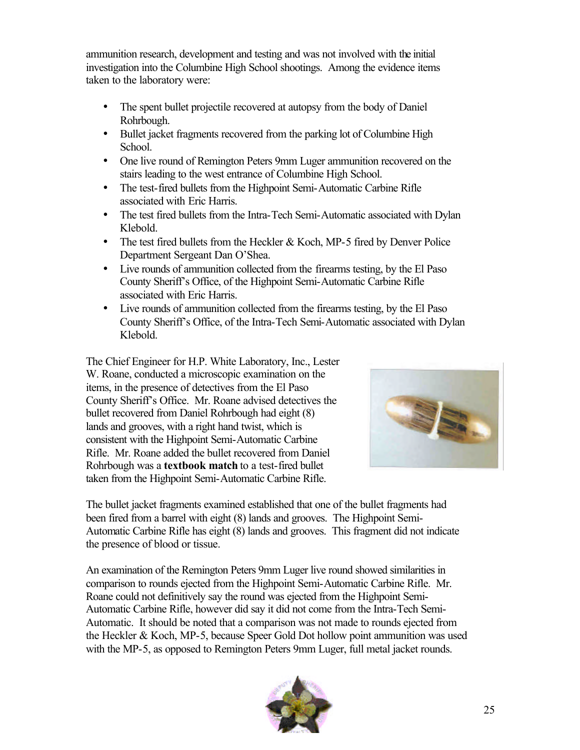ammunition research, development and testing and was not involved with the initial investigation into the Columbine High School shootings. Among the evidence items taken to the laboratory were:

- The spent bullet projectile recovered at autopsy from the body of Daniel Rohrbough.
- Bullet jacket fragments recovered from the parking lot of Columbine High School.
- One live round of Remington Peters 9mm Luger ammunition recovered on the stairs leading to the west entrance of Columbine High School.
- The test-fired bullets from the Highpoint Semi-Automatic Carbine Rifle associated with Eric Harris.
- The test fired bullets from the Intra-Tech Semi-Automatic associated with Dylan Klebold.
- The test fired bullets from the Heckler & Koch, MP-5 fired by Denver Police Department Sergeant Dan O'Shea.
- Live rounds of ammunition collected from the firearms testing, by the El Paso County Sheriff's Office, of the Highpoint Semi-Automatic Carbine Rifle associated with Eric Harris.
- Live rounds of ammunition collected from the firearms testing, by the El Paso County Sheriff's Office, of the Intra-Tech Semi-Automatic associated with Dylan Klebold.

The Chief Engineer for H.P. White Laboratory, Inc., Lester W. Roane, conducted a microscopic examination on the items, in the presence of detectives from the El Paso County Sheriff's Office. Mr. Roane advised detectives the bullet recovered from Daniel Rohrbough had eight (8) lands and grooves, with a right hand twist, which is consistent with the Highpoint Semi-Automatic Carbine Rifle. Mr. Roane added the bullet recovered from Daniel Rohrbough was a **textbook match** to a test-fired bullet taken from the Highpoint Semi-Automatic Carbine Rifle.

The bullet jacket fragments examined established that one of the bullet fragments had been fired from a barrel with eight (8) lands and grooves. The Highpoint Semi-Automatic Carbine Rifle has eight (8) lands and grooves. This fragment did not indicate the presence of blood or tissue.

An examination of the Remington Peters 9mm Luger live round showed similarities in comparison to rounds ejected from the Highpoint Semi-Automatic Carbine Rifle. Mr. Roane could not definitively say the round was ejected from the Highpoint Semi-Automatic Carbine Rifle, however did say it did not come from the Intra-Tech Semi-Automatic. It should be noted that a comparison was not made to rounds ejected from the Heckler & Koch, MP-5, because Speer Gold Dot hollow point ammunition was used with the MP-5, as opposed to Remington Peters 9mm Luger, full metal jacket rounds.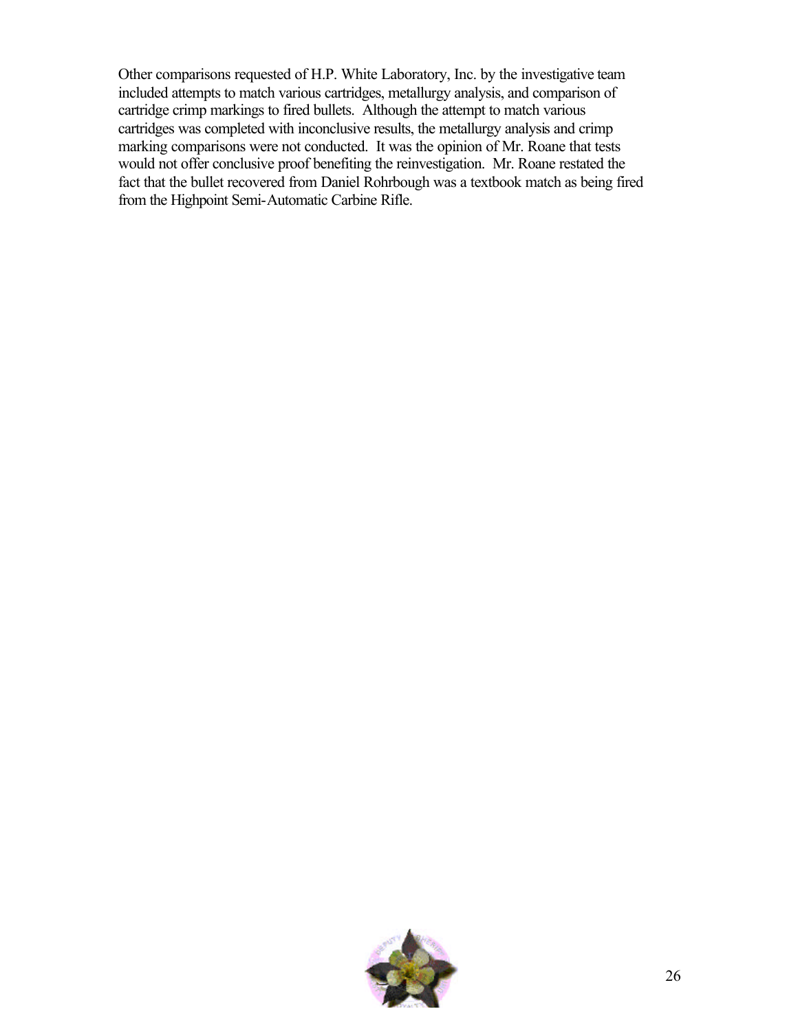Other comparisons requested of H.P. White Laboratory, Inc. by the investigative team included attempts to match various cartridges, metallurgy analysis, and comparison of cartridge crimp markings to fired bullets. Although the attempt to match various cartridges was completed with inconclusive results, the metallurgy analysis and crimp marking comparisons were not conducted. It was the opinion of Mr. Roane that tests would not offer conclusive proof benefiting the reinvestigation. Mr. Roane restated the fact that the bullet recovered from Daniel Rohrbough was a textbook match as being fired from the Highpoint Semi-Automatic Carbine Rifle.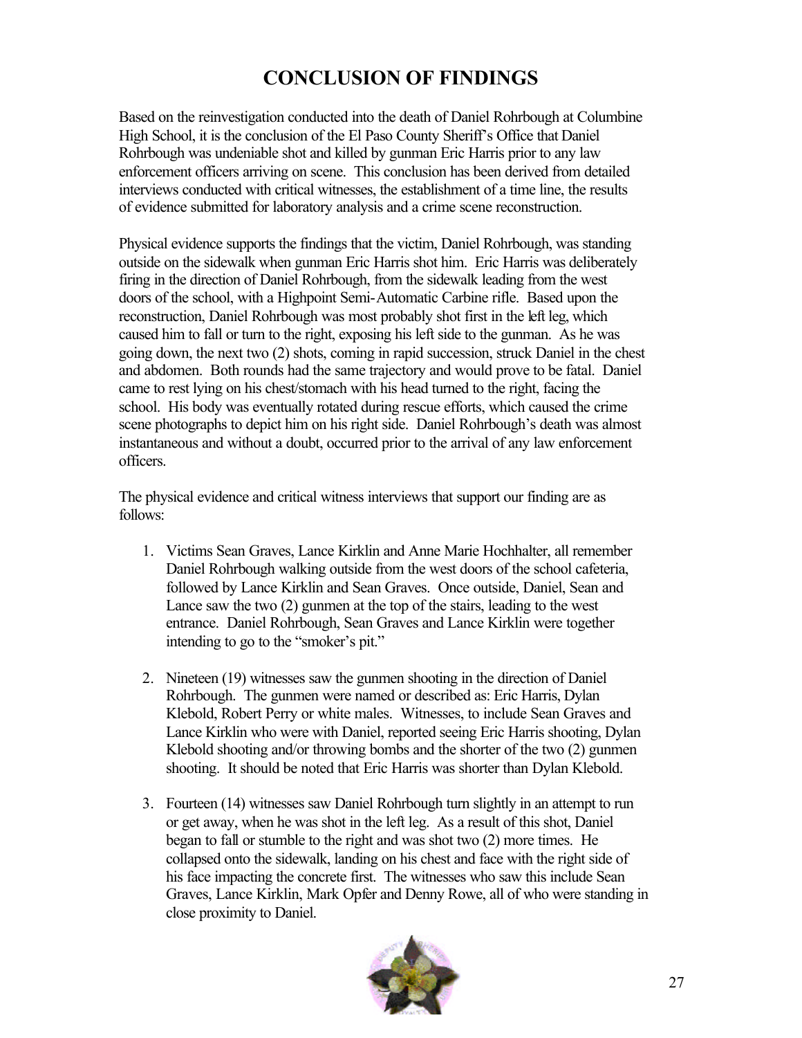# CONCLUSION OF FINDINGS

Based on the reinvestigation conducted into the death of Daniel Rohrbough at Columbine High School, it is the conclusion of the El Paso County Sheriff's Office that Daniel Rohrbough was undeniable shot and killed by gunman Eric Harris prior to any law enforcement officers arriving on scene. This conclusion has been derived from detailed interviews conducted with critical witnesses, the establishment of a time line, the results of evidence submitted for laboratory analysis and a crime scene reconstruction.

Physical evidence supports the findings that the victim, Daniel Rohrbough, was standing outside on the sidewalk when gunman Eric Harris shot him. Eric Harris was deliberately firing in the direction of Daniel Rohrbough, from the sidewalk leading from the west doors of the school, with a Highpoint Semi-Automatic Carbine rifle. Based upon the reconstruction, Daniel Rohrbough was most probably shot first in the left leg, which caused him to fall or turn to the right, exposing his left side to the gunman. As he was going down, the next two (2) shots, coming in rapid succession, struck Daniel in the chest and abdomen. Both rounds had the same trajectory and would prove to be fatal. Daniel came to rest lying on his chest/stomach with his head turned to the right, facing the school. His body was eventually rotated during rescue efforts, which caused the crime scene photographs to depict him on his right side. Daniel Rohrbough's death was almost instantaneous and without a doubt, occurred prior to the arrival of any law enforcement officers.

The physical evidence and critical witness interviews that support our finding are as follows:

1. Victims Sean Graves, Lance Kirklin and Anne Marie Hochhalter, all remember Daniel Rohrbough walking outside from the west doors of the school cafeteria, followed by Lance Kirklin and Sean Graves. Once outside, Daniel, Sean and Lance saw the two (2) gunmen at the top of the stairs, leading to the west entrance. Daniel Rohrbough, Sean Graves and Lance Kirklin were together intending to go to the "smoker's pit."

2. Nineteen (19) witnesses saw the gunmen shooting in the direction of Daniel Rohrbough. The gunmen were named or described as: Eric Harris, Dylan Klebold, Robert Perry or white males. Witnesses, to include Sean Graves and Lance Kirklin who were with Daniel, reported seeing Eric Harris shooting, Dylan Klebold shooting and/or throwing bombs and the shorter of the two (2) gunmen shooting. It should be noted that Eric Harris was shorter than Dylan Klebold.

3. Fourteen (14) witnesses saw Daniel Rohrbough turn slightly in an attempt to run or get away, when he was shot in the left leg. As a result of this shot, Daniel began to fall or stumble to the right and was shot two (2) more times. He collapsed onto the sidewalk, landing on his chest and face with the right side of his face impacting the concrete first. The witnesses who saw this include Sean Graves, Lance Kirklin, Mark Opfer and Denny Rowe, all of who were standing in close proximity to Daniel.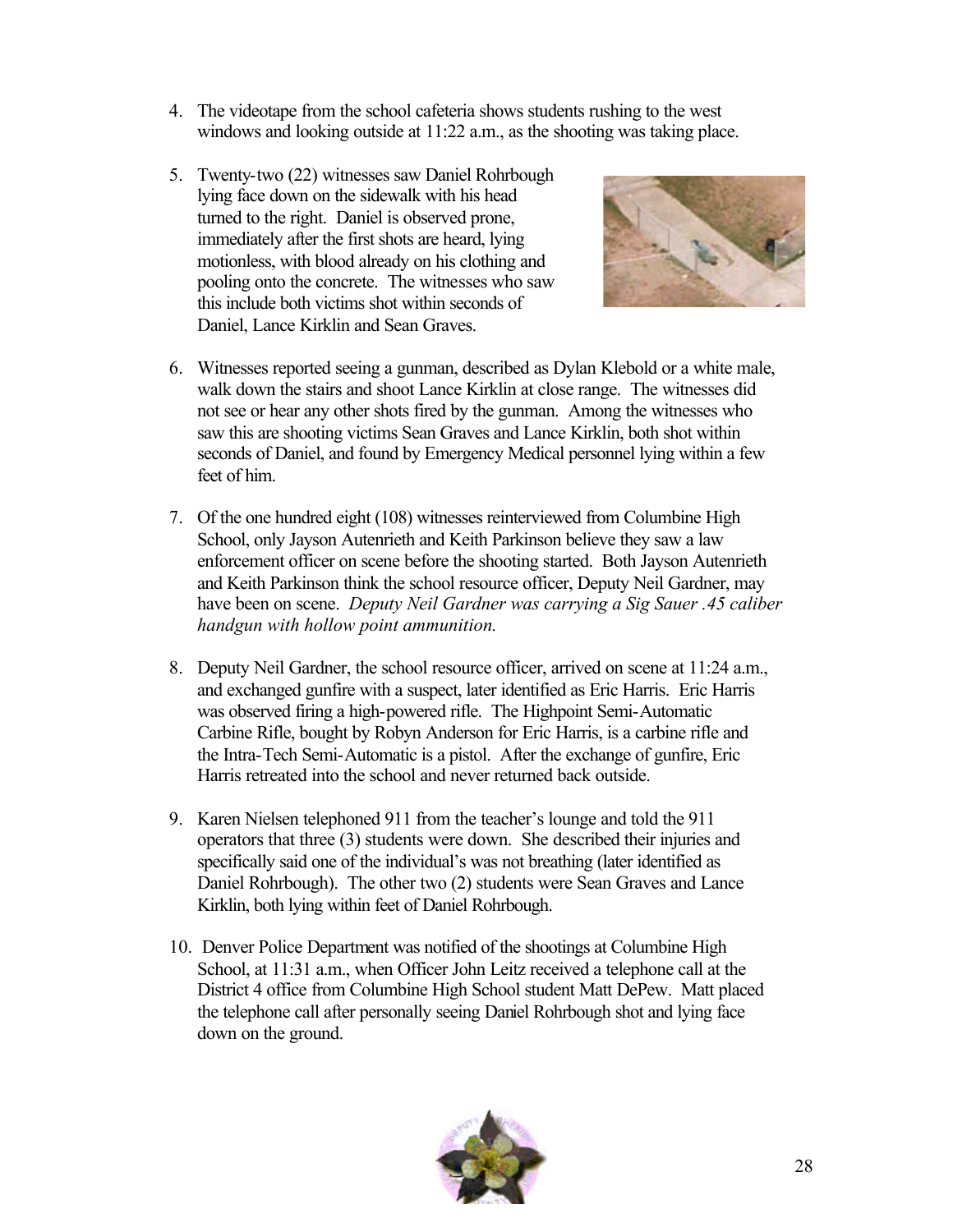4. The videotape from the school cafeteria shows students rushing to the west windows and looking outside at 11:22 a.m., as the shooting was taking place.

5. Twenty-two (22) witnesses saw Daniel Rohrbough lying face down on the sidewalk with his head turned to the right. Daniel is observed prone, immediately after the first shots are heard, lying motionless, with blood already on his clothing and pooling onto the concrete. The witnesses who saw this include both victims shot within seconds of Daniel, Lance Kirklin and Sean Graves.

6. Witnesses reported seeing a gunman, described as Dylan Klebold or a white male, walk down the stairs and shoot Lance Kirklin at close range. The witnesses did not see or hear any other shots fired by the gunman. Among the witnesses who saw this are shooting victims Sean Graves and Lance Kirklin, both shot within seconds of Daniel, and found by Emergency Medical personnel lying within a few feet of him.

7. Of the one hundred eight (108) witnesses reinterviewed from Columbine High School, only Jayson Autenrieth and Keith Parkinson believe they saw a law enforcement officer on scene before the shooting started. Both Jayson Autenrieth and Keith Parkinson think the school resource officer, Deputy Neil Gardner, may have been on scene. *Deputy Neil Gardner was carrying a Sig Sauer .45 caliber handgun with hollow point ammunition.*

8. Deputy Neil Gardner, the school resource officer, arrived on scene at 11:24 a.m., and exchanged gunfire with a suspect, later identified as Eric Harris. Eric Harris was observed firing a high-powered rifle. The Highpoint Semi-Automatic Carbine Rifle, bought by Robyn Anderson for Eric Harris, is a carbine rifle and the Intra-Tech Semi-Automatic is a pistol. After the exchange of gunfire, Eric Harris retreated into the school and never returned back outside.

9. Karen Nielsen telephoned 911 from the teacher's lounge and told the 911 operators that three (3) students were down. She described their injuries and specifically said one of the individual's was not breathing (later identified as Daniel Rohrbough). The other two (2) students were Sean Graves and Lance Kirklin, both lying within feet of Daniel Rohrbough.

10. Denver Police Department was notified of the shootings at Columbine High School, at 11:31 a.m., when Officer John Leitz received a telephone call at the District 4 office from Columbine High School student Matt DePew. Matt placed the telephone call after personally seeing Daniel Rohrbough shot and lying face down on the ground.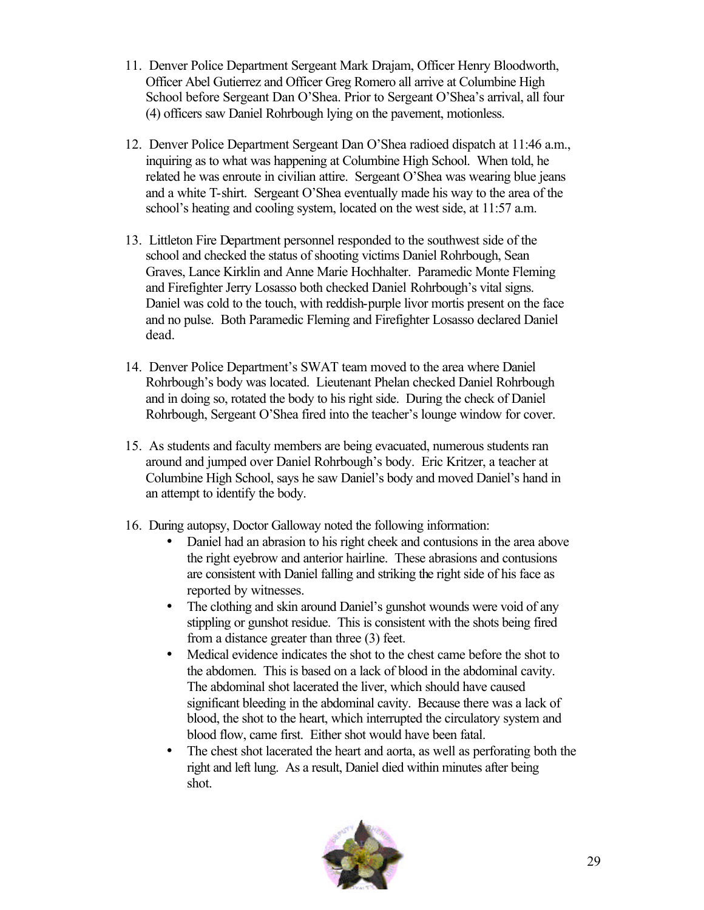11. Denver Police Department Sergeant Mark Drajam, Officer Henry Bloodworth, Officer Abel Gutierrez and Officer Greg Romero all arrive at Columbine High School before Sergeant Dan O'Shea. Prior to Sergeant O'Shea's arrival, all four (4) officers saw Daniel Rohrbough lying on the pavement, motionless.

12. Denver Police Department Sergeant Dan O'Shea radioed dispatch at 11:46 a.m., inquiring as to what was happening at Columbine High School. When told, he related he was enroute in civilian attire. Sergeant O'Shea was wearing blue jeans and a white T-shirt. Sergeant O'Shea eventually made his way to the area of the school's heating and cooling system, located on the west side, at 11:57 a.m.

13. Littleton Fire Department personnel responded to the southwest side of the school and checked the status of shooting victims Daniel Rohrbough, Sean Graves, Lance Kirklin and Anne Marie Hochhalter. Paramedic Monte Fleming and Firefighter Jerry Losasso both checked Daniel Rohrbough's vital signs. Daniel was cold to the touch, with reddish-purple livor mortis present on the face and no pulse. Both Paramedic Fleming and Firefighter Losasso declared Daniel dead.

14. Denver Police Department's SWAT team moved to the area where Daniel Rohrbough's body was located. Lieutenant Phelan checked Daniel Rohrbough and in doing so, rotated the body to his right side. During the check of Daniel Rohrbough, Sergeant O'Shea fired into the teacher's lounge window for cover.

15. As students and faculty members are being evacuated, numerous students ran around and jumped over Daniel Rohrbough's body. Eric Kritzer, a teacher at Columbine High School, says he saw Daniel's body and moved Daniel's hand in an attempt to identify the body.

16. During autopsy, Doctor Galloway noted the following information:
    - Daniel had an abrasion to his right cheek and contusions in the area above the right eyebrow and anterior hairline. These abrasions and contusions are consistent with Daniel falling and striking the right side of his face as reported by witnesses.
    - The clothing and skin around Daniel's gunshot wounds were void of any stippling or gunshot residue. This is consistent with the shots being fired from a distance greater than three (3) feet.
    - Medical evidence indicates the shot to the chest came before the shot to the abdomen. This is based on a lack of blood in the abdominal cavity. The abdominal shot lacerated the liver, which should have caused significant bleeding in the abdominal cavity. Because there was a lack of blood, the shot to the heart, which interrupted the circulatory system and blood flow, came first. Either shot would have been fatal.
    - The chest shot lacerated the heart and aorta, as well as perforating both the right and left lung. As a result, Daniel died within minutes after being shot.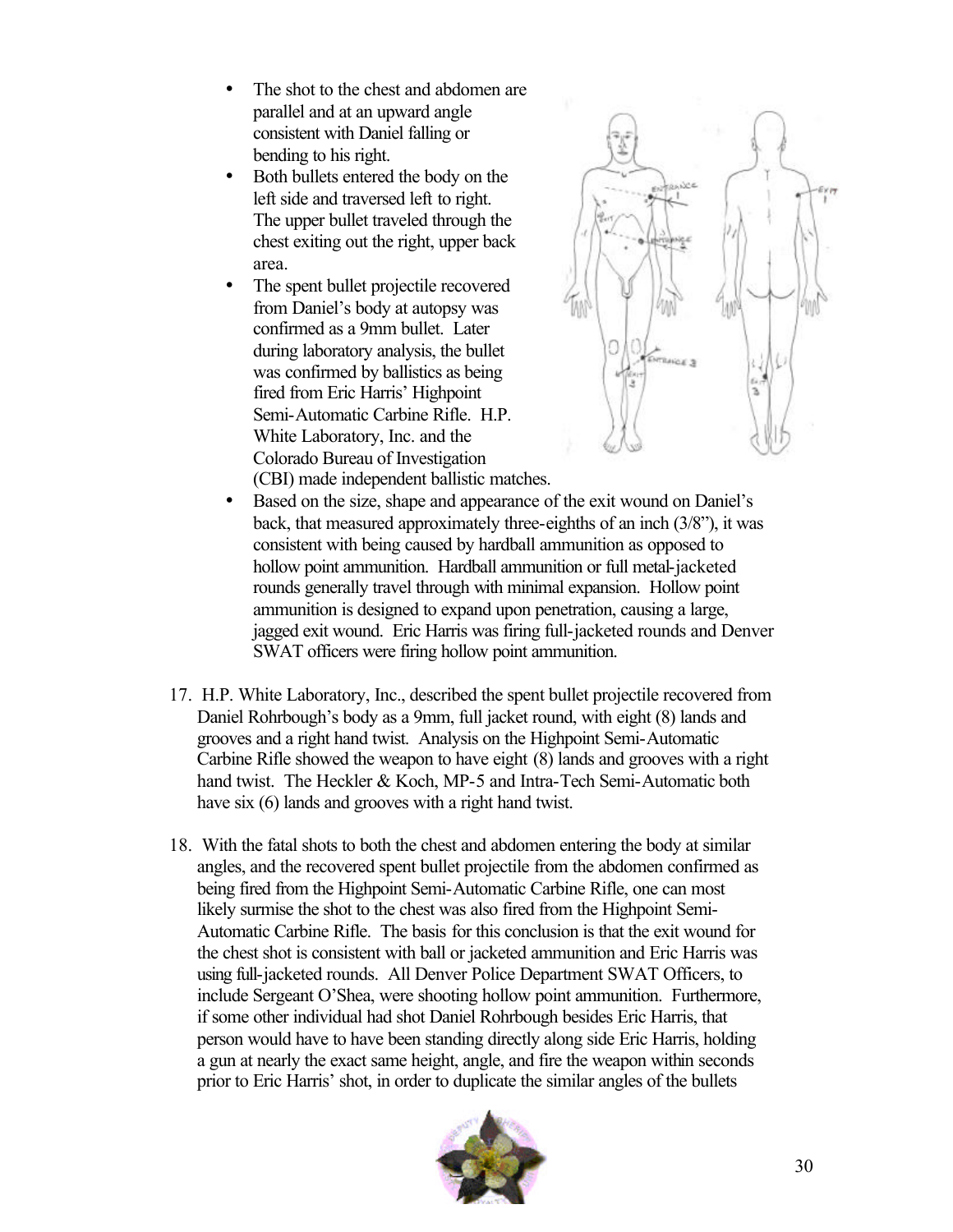- The shot to the chest and abdomen are parallel and at an upward angle consistent with Daniel falling or bending to his right.
- Both bullets entered the body on the left side and traversed left to right. The upper bullet traveled through the chest exiting out the right, upper back area.
- The spent bullet projectile recovered from Daniel's body at autopsy was confirmed as a 9mm bullet. Later during laboratory analysis, the bullet was confirmed by ballistics as being fired from Eric Harris' Highpoint Semi-Automatic Carbine Rifle. H.P. White Laboratory, Inc. and the Colorado Bureau of Investigation (CBI) made independent ballistic matches.
- Based on the size, shape and appearance of the exit wound on Daniel's back, that measured approximately three-eighths of an inch (3/8"), it was consistent with being caused by hardball ammunition as opposed to hollow point ammunition. Hardball ammunition or full metal-jacketed rounds generally travel through with minimal expansion. Hollow point ammunition is designed to expand upon penetration, causing a large, jagged exit wound. Eric Harris was firing full-jacketed rounds and Denver SWAT officers were firing hollow point ammunition.

17. H.P. White Laboratory, Inc., described the spent bullet projectile recovered from Daniel Rohrbough's body as a 9mm, full jacket round, with eight (8) lands and grooves and a right hand twist. Analysis on the Highpoint Semi-Automatic Carbine Rifle showed the weapon to have eight (8) lands and grooves with a right hand twist. The Heckler & Koch, MP-5 and Intra-Tech Semi-Automatic both have six (6) lands and grooves with a right hand twist.

18. With the fatal shots to both the chest and abdomen entering the body at similar angles, and the recovered spent bullet projectile from the abdomen confirmed as being fired from the Highpoint Semi-Automatic Carbine Rifle, one can most likely surmise the shot to the chest was also fired from the Highpoint Semi-Automatic Carbine Rifle. The basis for this conclusion is that the exit wound for the chest shot is consistent with ball or jacketed ammunition and Eric Harris was using full-jacketed rounds. All Denver Police Department SWAT Officers, to include Sergeant O'Shea, were shooting hollow point ammunition. Furthermore, if some other individual had shot Daniel Rohrbough besides Eric Harris, that person would have to have been standing directly along side Eric Harris, holding a gun at nearly the exact same height, angle, and fire the weapon within seconds prior to Eric Harris' shot, in order to duplicate the similar angles of the bullets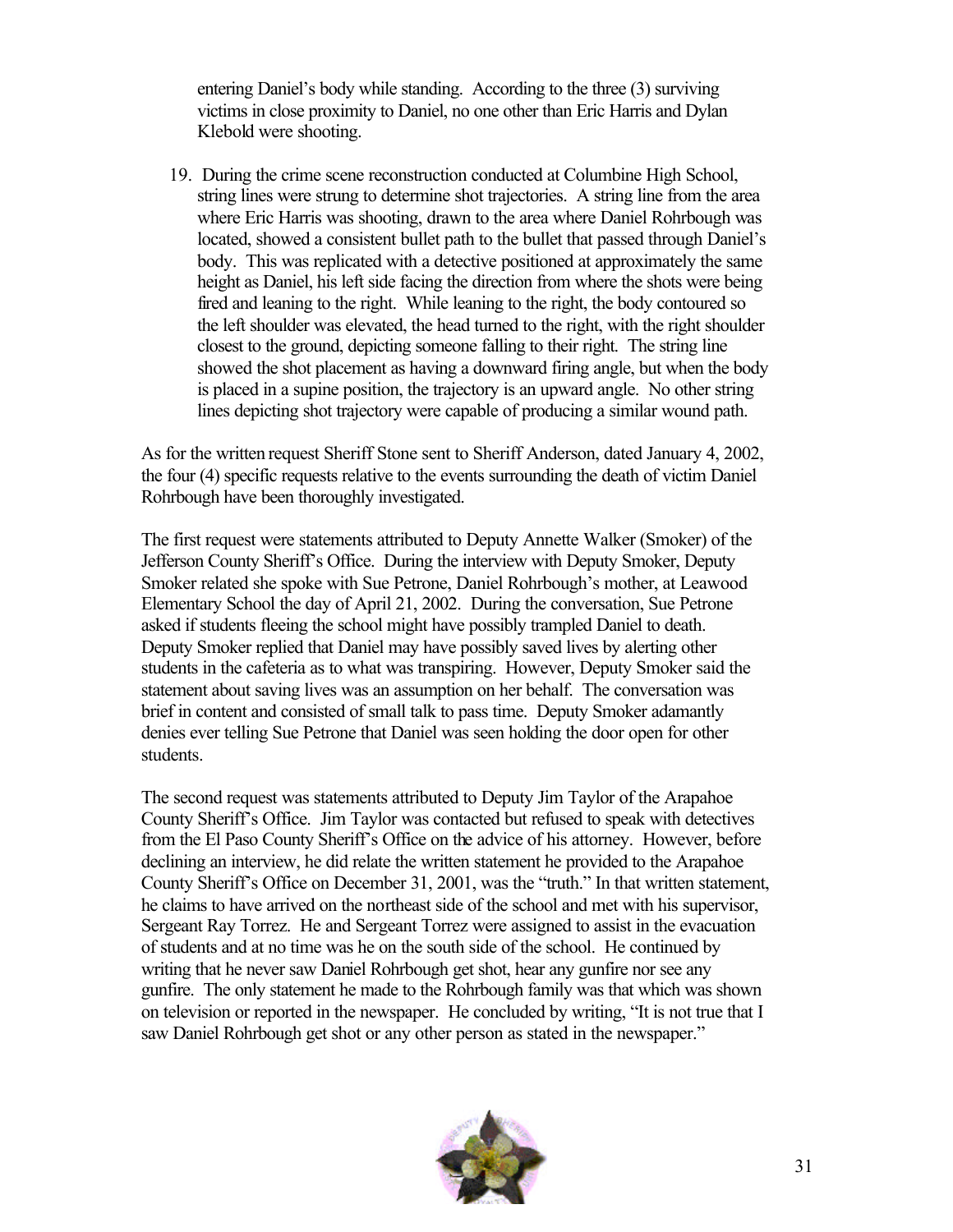entering Daniel's body while standing. According to the three (3) surviving victims in close proximity to Daniel, no one other than Eric Harris and Dylan Klebold were shooting.

19. During the crime scene reconstruction conducted at Columbine High School, string lines were strung to determine shot trajectories. A string line from the area where Eric Harris was shooting, drawn to the area where Daniel Rohrbough was located, showed a consistent bullet path to the bullet that passed through Daniel's body. This was replicated with a detective positioned at approximately the same height as Daniel, his left side facing the direction from where the shots were being fired and leaning to the right. While leaning to the right, the body contoured so the left shoulder was elevated, the head turned to the right, with the right shoulder closest to the ground, depicting someone falling to their right. The string line showed the shot placement as having a downward firing angle, but when the body is placed in a supine position, the trajectory is an upward angle. No other string lines depicting shot trajectory were capable of producing a similar wound path.

As for the written request Sheriff Stone sent to Sheriff Anderson, dated January 4, 2002, the four (4) specific requests relative to the events surrounding the death of victim Daniel Rohrbough have been thoroughly investigated.

The first request were statements attributed to Deputy Annette Walker (Smoker) of the Jefferson County Sheriff's Office. During the interview with Deputy Smoker, Deputy Smoker related she spoke with Sue Petrone, Daniel Rohrbough's mother, at Leawood Elementary School the day of April 21, 2002. During the conversation, Sue Petrone asked if students fleeing the school might have possibly trampled Daniel to death. Deputy Smoker replied that Daniel may have possibly saved lives by alerting other students in the cafeteria as to what was transpiring. However, Deputy Smoker said the statement about saving lives was an assumption on her behalf. The conversation was brief in content and consisted of small talk to pass time. Deputy Smoker adamantly denies ever telling Sue Petrone that Daniel was seen holding the door open for other students.

The second request was statements attributed to Deputy Jim Taylor of the Arapahoe County Sheriff's Office. Jim Taylor was contacted but refused to speak with detectives from the El Paso County Sheriff's Office on the advice of his attorney. However, before declining an interview, he did relate the written statement he provided to the Arapahoe County Sheriff's Office on December 31, 2001, was the "truth." In that written statement, he claims to have arrived on the northeast side of the school and met with his supervisor, Sergeant Ray Torrez. He and Sergeant Torrez were assigned to assist in the evacuation of students and at no time was he on the south side of the school. He continued by writing that he never saw Daniel Rohrbough get shot, hear any gunfire nor see any gunfire. The only statement he made to the Rohrbough family was that which was shown on television or reported in the newspaper. He concluded by writing, "It is not true that I saw Daniel Rohrbough get shot or any other person as stated in the newspaper."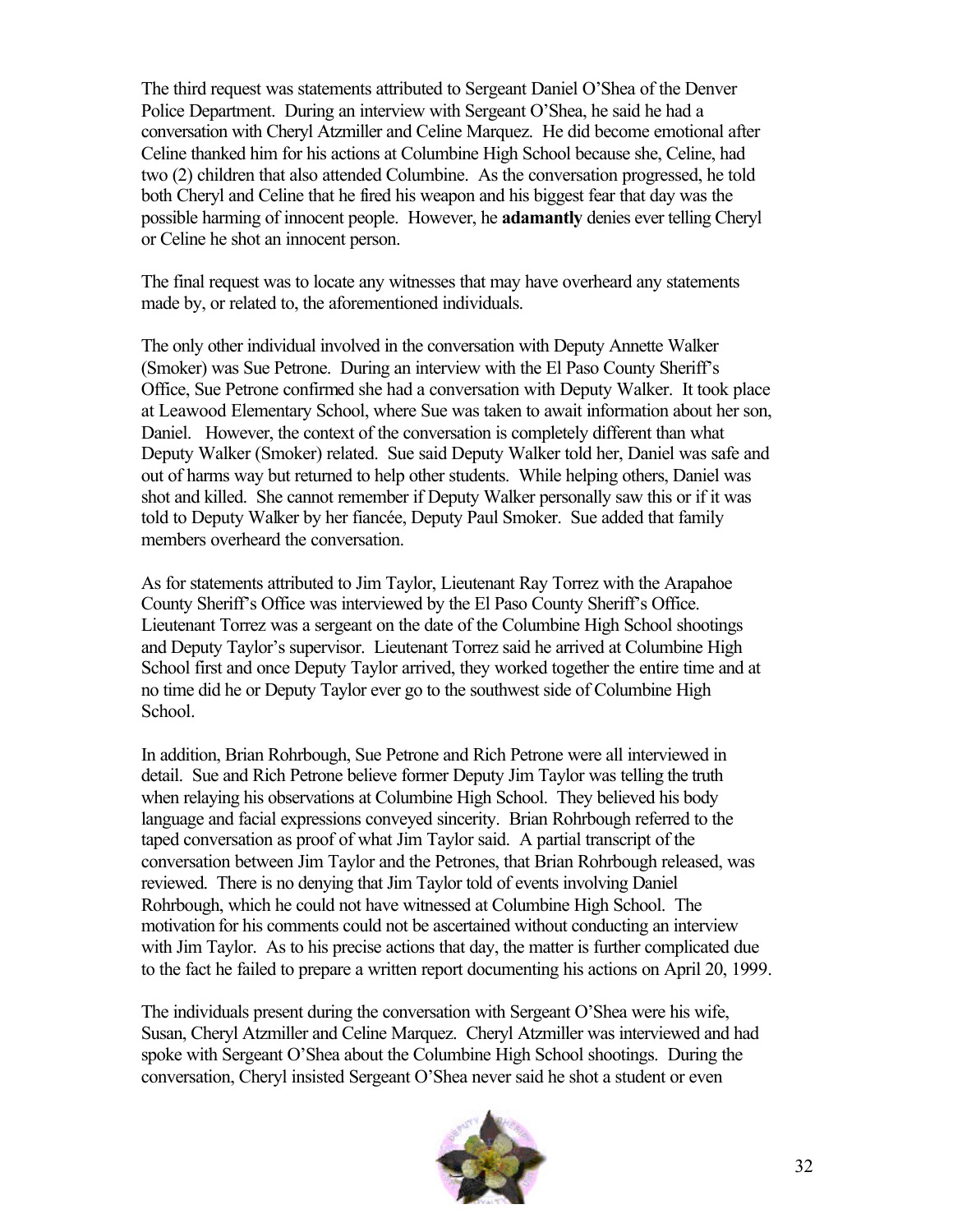The third request was statements attributed to Sergeant Daniel O'Shea of the Denver Police Department. During an interview with Sergeant O'Shea, he said he had a conversation with Cheryl Atzmiller and Celine Marquez. He did become emotional after Celine thanked him for his actions at Columbine High School because she, Celine, had two (2) children that also attended Columbine. As the conversation progressed, he told both Cheryl and Celine that he fired his weapon and his biggest fear that day was the possible harming of innocent people. However, he **adamantly** denies ever telling Cheryl or Celine he shot an innocent person.

The final request was to locate any witnesses that may have overheard any statements made by, or related to, the aforementioned individuals.

The only other individual involved in the conversation with Deputy Annette Walker (Smoker) was Sue Petrone. During an interview with the El Paso County Sheriff's Office, Sue Petrone confirmed she had a conversation with Deputy Walker. It took place at Leawood Elementary School, where Sue was taken to await information about her son, Daniel. However, the context of the conversation is completely different than what Deputy Walker (Smoker) related. Sue said Deputy Walker told her, Daniel was safe and out of harms way but returned to help other students. While helping others, Daniel was shot and killed. She cannot remember if Deputy Walker personally saw this or if it was told to Deputy Walker by her fiancée, Deputy Paul Smoker. Sue added that family members overheard the conversation.

As for statements attributed to Jim Taylor, Lieutenant Ray Torrez with the Arapahoe County Sheriff's Office was interviewed by the El Paso County Sheriff's Office. Lieutenant Torrez was a sergeant on the date of the Columbine High School shootings and Deputy Taylor's supervisor. Lieutenant Torrez said he arrived at Columbine High School first and once Deputy Taylor arrived, they worked together the entire time and at no time did he or Deputy Taylor ever go to the southwest side of Columbine High School.

In addition, Brian Rohrbough, Sue Petrone and Rich Petrone were all interviewed in detail. Sue and Rich Petrone believe former Deputy Jim Taylor was telling the truth when relaying his observations at Columbine High School. They believed his body language and facial expressions conveyed sincerity. Brian Rohrbough referred to the taped conversation as proof of what Jim Taylor said. A partial transcript of the conversation between Jim Taylor and the Petrones, that Brian Rohrbough released, was reviewed. There is no denying that Jim Taylor told of events involving Daniel Rohrbough, which he could not have witnessed at Columbine High School. The motivation for his comments could not be ascertained without conducting an interview with Jim Taylor. As to his precise actions that day, the matter is further complicated due to the fact he failed to prepare a written report documenting his actions on April 20, 1999.

The individuals present during the conversation with Sergeant O'Shea were his wife, Susan, Cheryl Atzmiller and Celine Marquez. Cheryl Atzmiller was interviewed and had spoke with Sergeant O'Shea about the Columbine High School shootings. During the conversation, Cheryl insisted Sergeant O'Shea never said he shot a student or even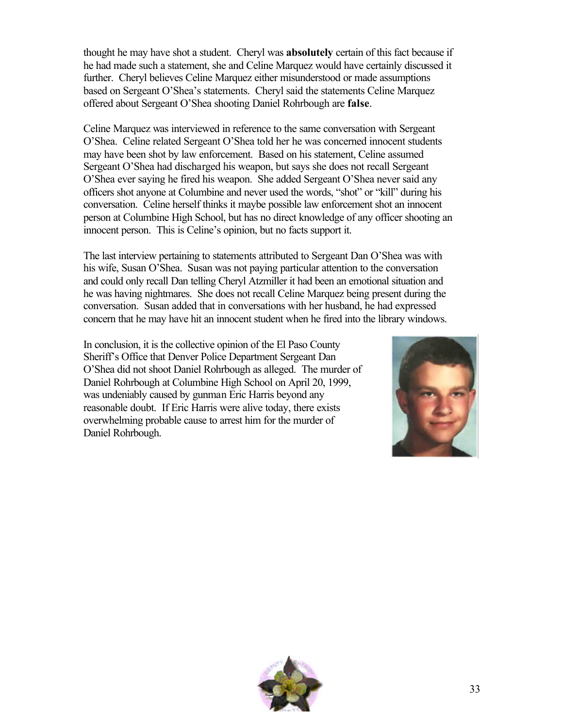thought he may have shot a student. Cheryl was **absolutely** certain of this fact because if he had made such a statement, she and Celine Marquez would have certainly discussed it further. Cheryl believes Celine Marquez either misunderstood or made assumptions based on Sergeant O'Shea's statements. Cheryl said the statements Celine Marquez offered about Sergeant O'Shea shooting Daniel Rohrbough are **false**.

Celine Marquez was interviewed in reference to the same conversation with Sergeant O'Shea. Celine related Sergeant O'Shea told her he was concerned innocent students may have been shot by law enforcement. Based on his statement, Celine assumed Sergeant O'Shea had discharged his weapon, but says she does not recall Sergeant O'Shea ever saying he fired his weapon. She added Sergeant O'Shea never said any officers shot anyone at Columbine and never used the words, "shot" or "kill" during his conversation. Celine herself thinks it maybe possible law enforcement shot an innocent person at Columbine High School, but has no direct knowledge of any officer shooting an innocent person. This is Celine's opinion, but no facts support it.

The last interview pertaining to statements attributed to Sergeant Dan O'Shea was with his wife, Susan O'Shea. Susan was not paying particular attention to the conversation and could only recall Dan telling Cheryl Atzmiller it had been an emotional situation and he was having nightmares. She does not recall Celine Marquez being present during the conversation. Susan added that in conversations with her husband, he had expressed concern that he may have hit an innocent student when he fired into the library windows.

In conclusion, it is the collective opinion of the El Paso County Sheriff's Office that Denver Police Department Sergeant Dan O'Shea did not shoot Daniel Rohrbough as alleged. The murder of Daniel Rohrbough at Columbine High School on April 20, 1999, was undeniably caused by gunman Eric Harris beyond any reasonable doubt. If Eric Harris were alive today, there exists overwhelming probable cause to arrest him for the murder of Daniel Rohrbough.